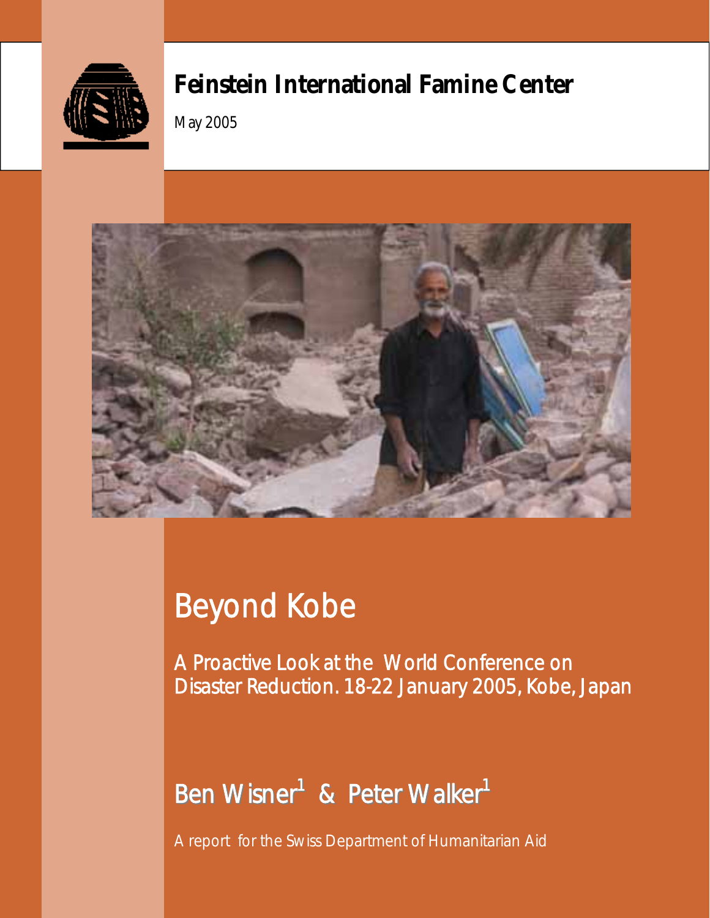# Feinstein International Famine Center

May 2005

# Beyond Kobe

## A Proactive Look at the World Conference on Disaster Reduction. 18-22 January 2005, Kobe, Japan

Ben Wisner[1] & Peter Walker[1]

*A report for the Swiss Department of Humanitarian Aid*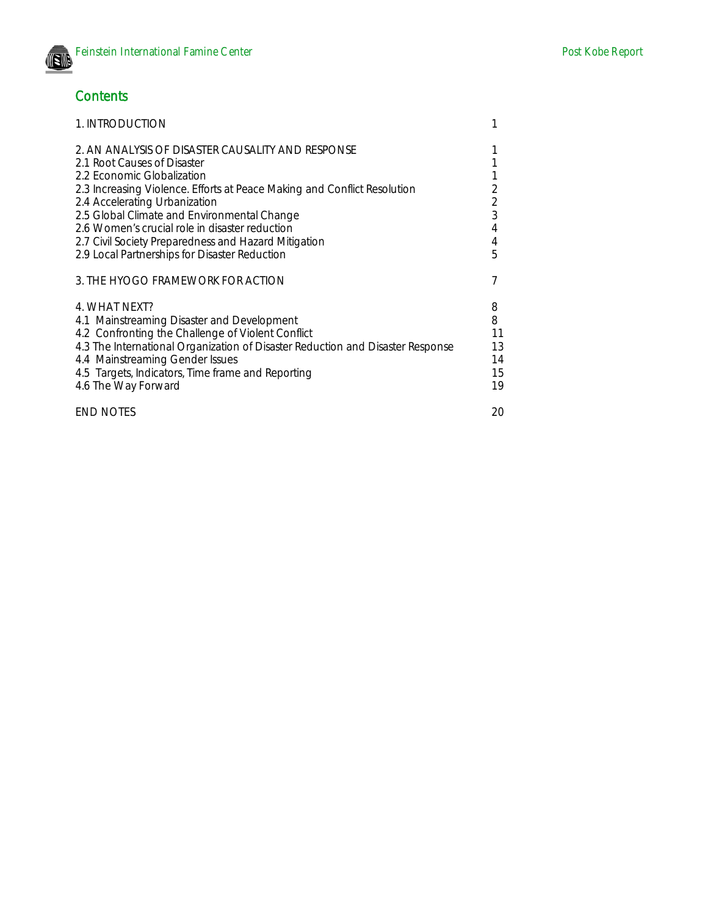## Contents

| | |
|---|---|
| 1. INTRODUCTION | 1 |
| 2. AN ANALYSIS OF DISASTER CAUSALITY AND RESPONSE | 1 |
| 2.1 Root Causes of Disaster | 1 |
| 2.2 Economic Globalization | 1 |
| 2.3 Increasing Violence. Efforts at Peace Making and Conflict Resolution | 2 |
| 2.4 Accelerating Urbanization | 2 |
| 2.5 Global Climate and Environmental Change | 3 |
| 2.6 Women's crucial role in disaster reduction | 4 |
| 2.7 Civil Society Preparedness and Hazard Mitigation | 4 |
| 2.9 Local Partnerships for Disaster Reduction | 5 |
| 3. THE HYOGO FRAMEWORK FOR ACTION | 7 |
| 4. WHAT NEXT? | 8 |
| 4.1 Mainstreaming Disaster and Development | 8 |
| 4.2 Confronting the Challenge of Violent Conflict | 11 |
| 4.3 The International Organization of Disaster Reduction and Disaster Response | 13 |
| 4.4 Mainstreaming Gender Issues | 14 |
| 4.5 Targets, Indicators, Time frame and Reporting | 15 |
| 4.6 The Way Forward | 19 |
| END NOTES | 20 |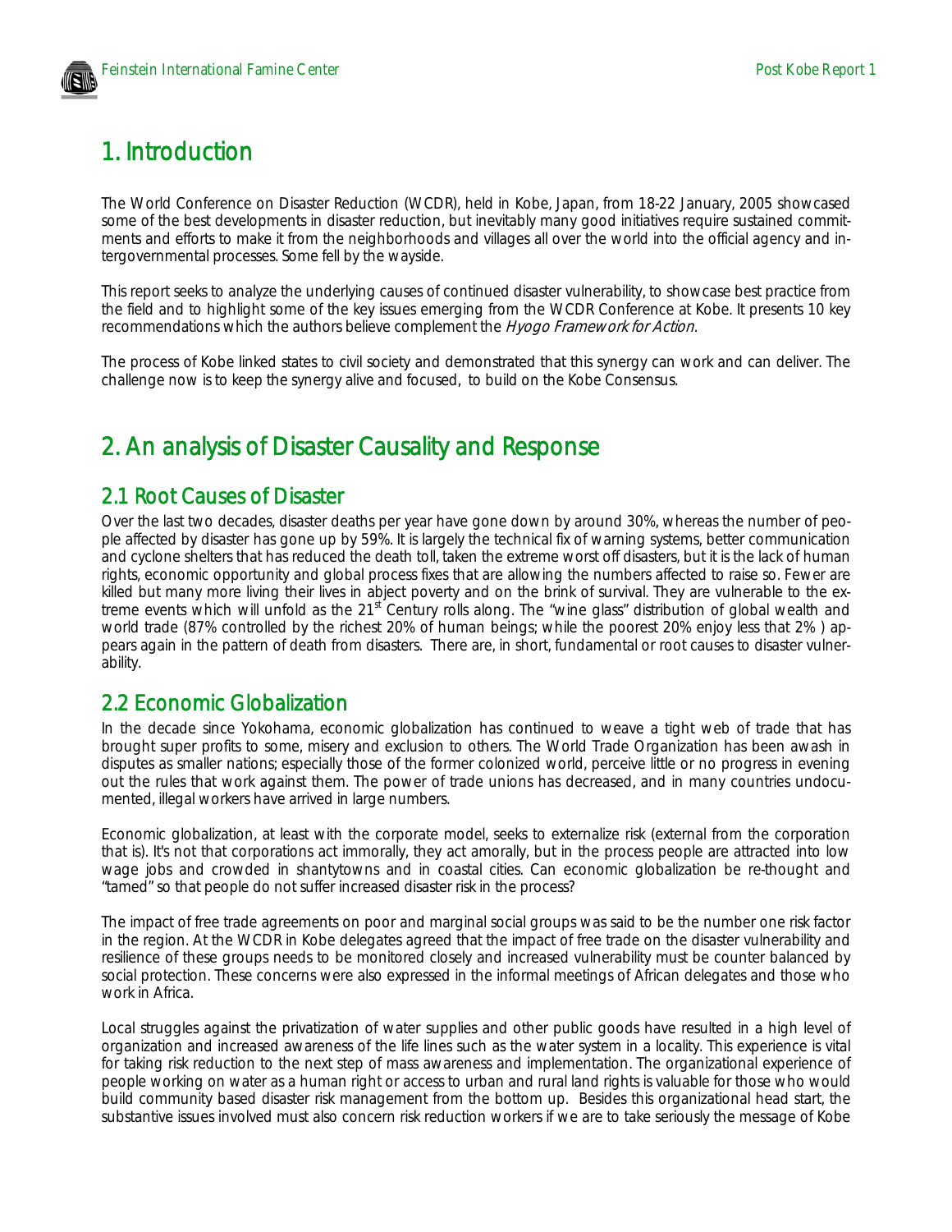# 1. Introduction

The World Conference on Disaster Reduction (WCDR), held in Kobe, Japan, from 18-22 January, 2005 showcased some of the best developments in disaster reduction, but inevitably many good initiatives require sustained commitments and efforts to make it from the neighborhoods and villages all over the world into the official agency and intergovernmental processes. Some fell by the wayside.

This report seeks to analyze the underlying causes of continued disaster vulnerability, to showcase best practice from the field and to highlight some of the key issues emerging from the WCDR Conference at Kobe. It presents 10 key recommendations which the authors believe complement the *Hyogo Framework for Action*.

The process of Kobe linked states to civil society and demonstrated that this synergy can work and can deliver. The challenge now is to keep the synergy alive and focused, to build on the Kobe Consensus.

# 2. An analysis of Disaster Causality and Response

## 2.1 Root Causes of Disaster

Over the last two decades, disaster deaths per year have gone down by around 30%, whereas the number of people affected by disaster has gone up by 59%. It is largely the technical fix of warning systems, better communication and cyclone shelters that has reduced the death toll, taken the extreme worst off disasters, but it is the lack of human rights, economic opportunity and global process fixes that are allowing the numbers affected to raise so. Fewer are killed but many more living their lives in abject poverty and on the brink of survival. They are vulnerable to the extreme events which will unfold as the 21st Century rolls along. The "wine glass" distribution of global wealth and world trade (87% controlled by the richest 20% of human beings; while the poorest 20% enjoy less that 2% ) appears again in the pattern of death from disasters. There are, in short, fundamental or root causes to disaster vulnerability.

## 2.2 Economic Globalization

In the decade since Yokohama, economic globalization has continued to weave a tight web of trade that has brought super profits to some, misery and exclusion to others. The World Trade Organization has been awash in disputes as smaller nations; especially those of the former colonized world, perceive little or no progress in evening out the rules that work against them. The power of trade unions has decreased, and in many countries undocumented, illegal workers have arrived in large numbers.

Economic globalization, at least with the corporate model, seeks to externalize risk (external from the corporation that is). It's not that corporations act immorally, they act amorally, but in the process people are attracted into low wage jobs and crowded in shantytowns and in coastal cities. Can economic globalization be re-thought and "tamed" so that people do not suffer increased disaster risk in the process?

The impact of free trade agreements on poor and marginal social groups was said to be the number one risk factor in the region. At the WCDR in Kobe delegates agreed that the impact of free trade on the disaster vulnerability and resilience of these groups needs to be monitored closely and increased vulnerability must be counter balanced by social protection. These concerns were also expressed in the informal meetings of African delegates and those who work in Africa.

Local struggles against the privatization of water supplies and other public goods have resulted in a high level of organization and increased awareness of the life lines such as the water system in a locality. This experience is vital for taking risk reduction to the next step of mass awareness and implementation. The organizational experience of people working on water as a human right or access to urban and rural land rights is valuable for those who would build community based disaster risk management from the bottom up. Besides this organizational head start, the substantive issues involved must also concern risk reduction workers if we are to take seriously the message of Kobe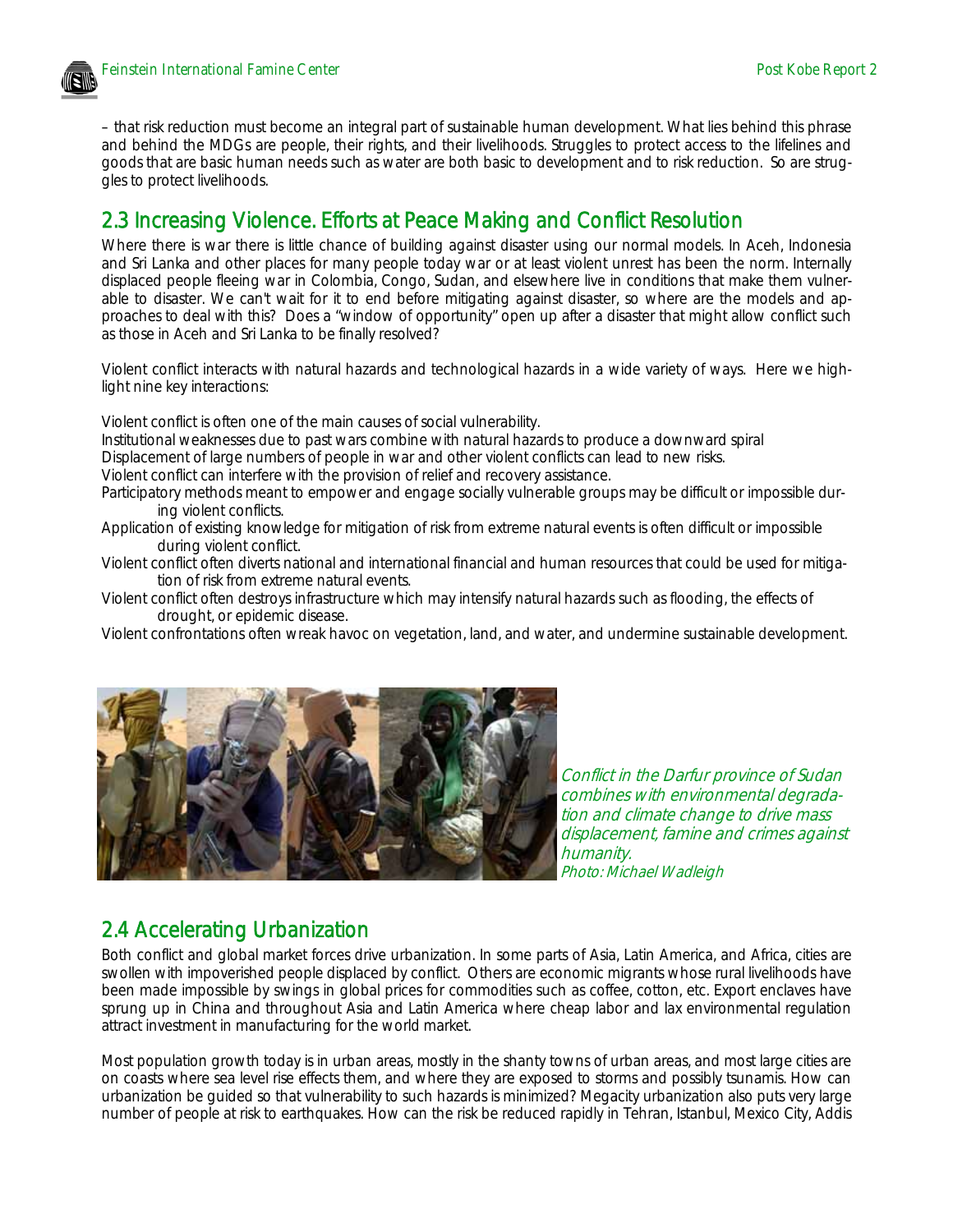– that risk reduction must become an integral part of sustainable human development. What lies behind this phrase and behind the MDGs are people, their rights, and their livelihoods. Struggles to protect access to the lifelines and goods that are basic human needs such as water are both basic to development and to risk reduction. So are struggles to protect livelihoods.

## 2.3 Increasing Violence. Efforts at Peace Making and Conflict Resolution

Where there is war there is little chance of building against disaster using our normal models. In Aceh, Indonesia and Sri Lanka and other places for many people today war or at least violent unrest has been the norm. Internally displaced people fleeing war in Colombia, Congo, Sudan, and elsewhere live in conditions that make them vulnerable to disaster. We can't wait for it to end before mitigating against disaster, so where are the models and approaches to deal with this? Does a "window of opportunity" open up after a disaster that might allow conflict such as those in Aceh and Sri Lanka to be finally resolved?

Violent conflict interacts with natural hazards and technological hazards in a wide variety of ways. Here we highlight nine key interactions:

Violent conflict is often one of the main causes of social vulnerability.
Institutional weaknesses due to past wars combine with natural hazards to produce a downward spiral
Displacement of large numbers of people in war and other violent conflicts can lead to new risks.
Violent conflict can interfere with the provision of relief and recovery assistance.
Participatory methods meant to empower and engage socially vulnerable groups may be difficult or impossible during violent conflicts.
Application of existing knowledge for mitigation of risk from extreme natural events is often difficult or impossible during violent conflict.
Violent conflict often diverts national and international financial and human resources that could be used for mitigation of risk from extreme natural events.
Violent conflict often destroys infrastructure which may intensify natural hazards such as flooding, the effects of drought, or epidemic disease.
Violent confrontations often wreak havoc on vegetation, land, and water, and undermine sustainable development.

*Conflict in the Darfur province of Sudan combines with environmental degradation and climate change to drive mass displacement, famine and crimes against humanity.*
*Photo: Michael Wadleigh*

## 2.4 Accelerating Urbanization

Both conflict and global market forces drive urbanization. In some parts of Asia, Latin America, and Africa, cities are swollen with impoverished people displaced by conflict. Others are economic migrants whose rural livelihoods have been made impossible by swings in global prices for commodities such as coffee, cotton, etc. Export enclaves have sprung up in China and throughout Asia and Latin America where cheap labor and lax environmental regulation attract investment in manufacturing for the world market.

Most population growth today is in urban areas, mostly in the shanty towns of urban areas, and most large cities are on coasts where sea level rise effects them, and where they are exposed to storms and possibly tsunamis. How can urbanization be guided so that vulnerability to such hazards is minimized? Megacity urbanization also puts very large number of people at risk to earthquakes. How can the risk be reduced rapidly in Tehran, Istanbul, Mexico City, Addis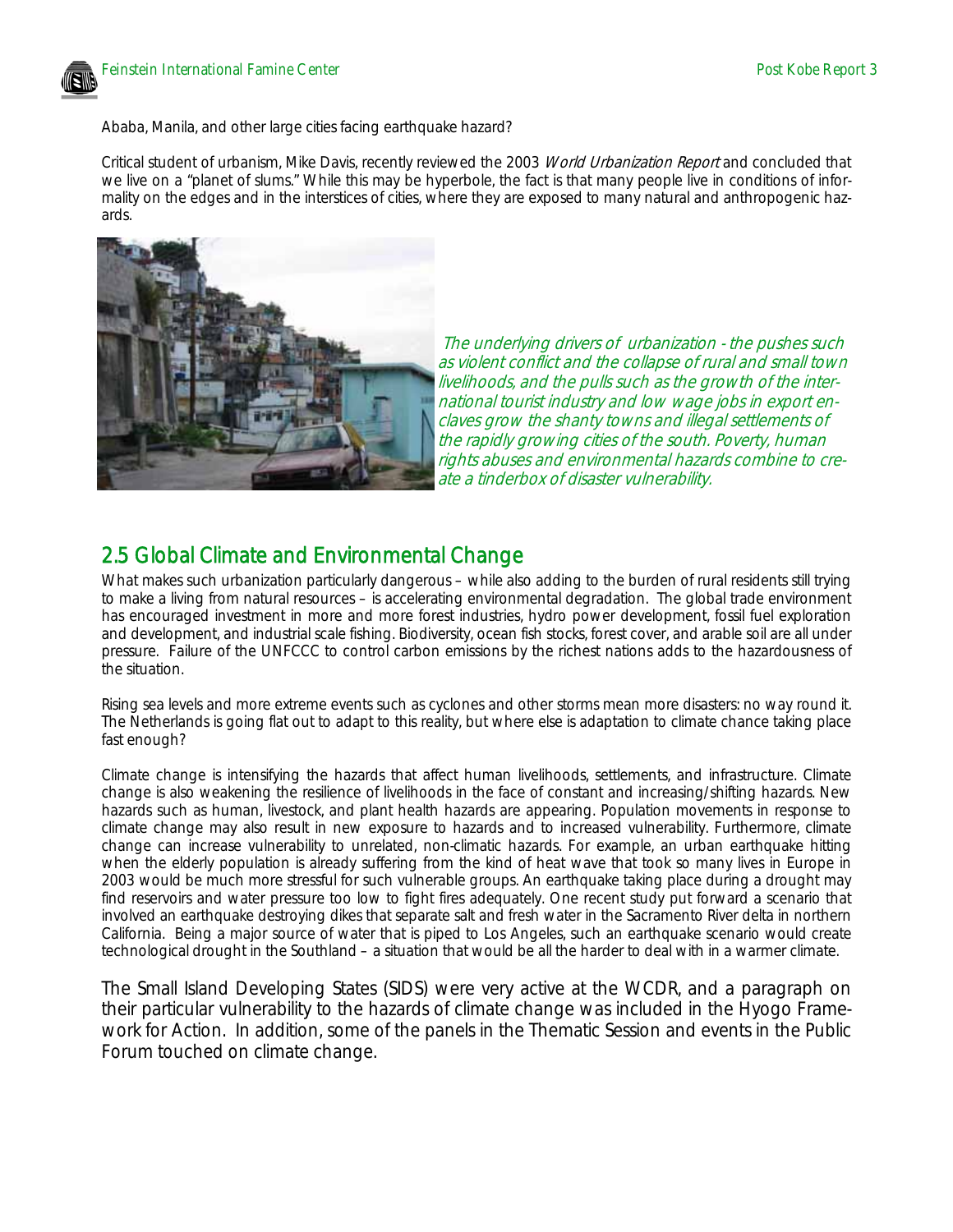Ababa, Manila, and other large cities facing earthquake hazard?

Critical student of urbanism, Mike Davis, recently reviewed the 2003 *World Urbanization Report* and concluded that we live on a "planet of slums." While this may be hyperbole, the fact is that many people live in conditions of informality on the edges and in the interstices of cities, where they are exposed to many natural and anthropogenic hazards.

*The underlying drivers of urbanization - the pushes such as violent conflict and the collapse of rural and small town livelihoods, and the pulls such as the growth of the international tourist industry and low wage jobs in export enclaves grow the shanty towns and illegal settlements of the rapidly growing cities of the south. Poverty, human rights abuses and environmental hazards combine to create a tinderbox of disaster vulnerability.*

## 2.5 Global Climate and Environmental Change

What makes such urbanization particularly dangerous – while also adding to the burden of rural residents still trying to make a living from natural resources – is accelerating environmental degradation. The global trade environment has encouraged investment in more and more forest industries, hydro power development, fossil fuel exploration and development, and industrial scale fishing. Biodiversity, ocean fish stocks, forest cover, and arable soil are all under pressure. Failure of the UNFCCC to control carbon emissions by the richest nations adds to the hazardousness of the situation.

Rising sea levels and more extreme events such as cyclones and other storms mean more disasters: no way round it. The Netherlands is going flat out to adapt to this reality, but where else is adaptation to climate chance taking place fast enough?

Climate change is intensifying the hazards that affect human livelihoods, settlements, and infrastructure. Climate change is also weakening the resilience of livelihoods in the face of constant and increasing/shifting hazards. New hazards such as human, livestock, and plant health hazards are appearing. Population movements in response to climate change may also result in new exposure to hazards and to increased vulnerability. Furthermore, climate change can increase vulnerability to unrelated, non-climatic hazards. For example, an urban earthquake hitting when the elderly population is already suffering from the kind of heat wave that took so many lives in Europe in 2003 would be much more stressful for such vulnerable groups. An earthquake taking place during a drought may find reservoirs and water pressure too low to fight fires adequately. One recent study put forward a scenario that involved an earthquake destroying dikes that separate salt and fresh water in the Sacramento River delta in northern California. Being a major source of water that is piped to Los Angeles, such an earthquake scenario would create technological drought in the Southland – a situation that would be all the harder to deal with in a warmer climate.

The Small Island Developing States (SIDS) were very active at the WCDR, and a paragraph on their particular vulnerability to the hazards of climate change was included in the Hyogo Framework for Action. In addition, some of the panels in the Thematic Session and events in the Public Forum touched on climate change.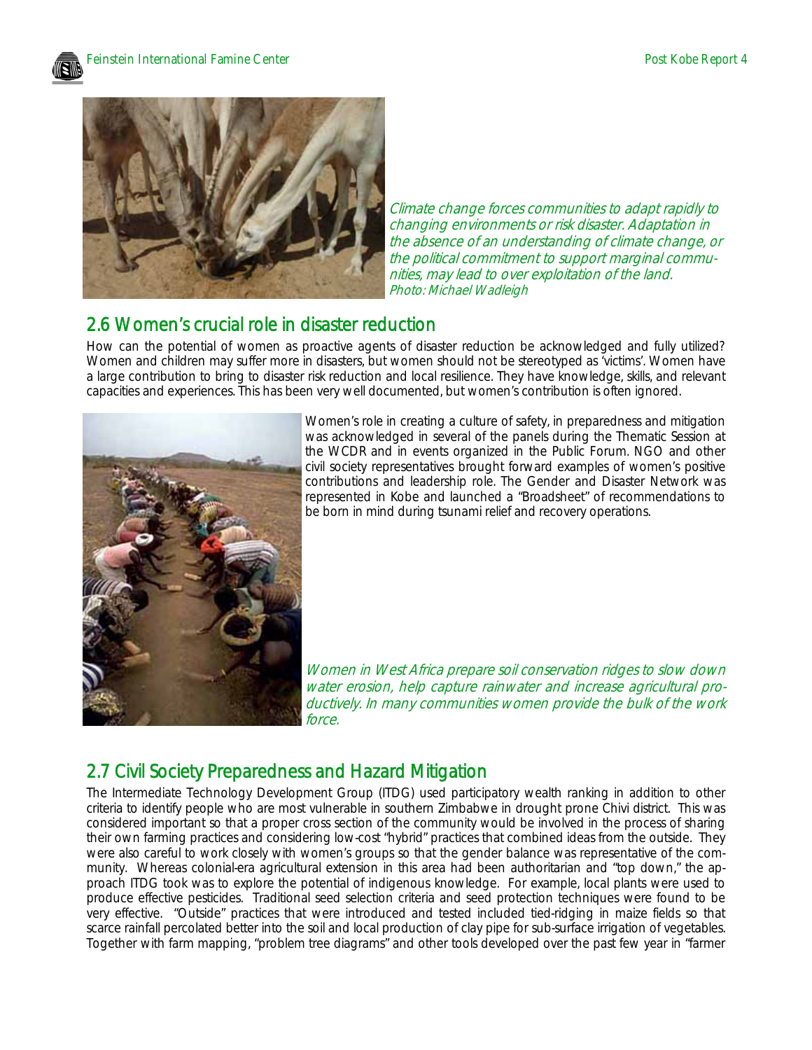*Climate change forces communities to adapt rapidly to changing environments or risk disaster. Adaptation in the absence of an understanding of climate change, or the political commitment to support marginal communities, may lead to over exploitation of the land.*
*Photo: Michael Wadleigh*

## 2.6 Women's crucial role in disaster reduction

How can the potential of women as proactive agents of disaster reduction be acknowledged and fully utilized? Women and children may suffer more in disasters, but women should not be stereotyped as 'victims'. Women have a large contribution to bring to disaster risk reduction and local resilience. They have knowledge, skills, and relevant capacities and experiences. This has been very well documented, but women's contribution is often ignored.

Women's role in creating a culture of safety, in preparedness and mitigation was acknowledged in several of the panels during the Thematic Session at the WCDR and in events organized in the Public Forum. NGO and other civil society representatives brought forward examples of women's positive contributions and leadership role. The Gender and Disaster Network was represented in Kobe and launched a "Broadsheet" of recommendations to be born in mind during tsunami relief and recovery operations.

*Women in West Africa prepare soil conservation ridges to slow down water erosion, help capture rainwater and increase agricultural productively. In many communities women provide the bulk of the work force.*

## 2.7 Civil Society Preparedness and Hazard Mitigation

The Intermediate Technology Development Group (ITDG) used participatory wealth ranking in addition to other criteria to identify people who are most vulnerable in southern Zimbabwe in drought prone Chivi district. This was considered important so that a proper cross section of the community would be involved in the process of sharing their own farming practices and considering low-cost "hybrid" practices that combined ideas from the outside. They were also careful to work closely with women's groups so that the gender balance was representative of the community. Whereas colonial-era agricultural extension in this area had been authoritarian and "top down," the approach ITDG took was to explore the potential of indigenous knowledge. For example, local plants were used to produce effective pesticides. Traditional seed selection criteria and seed protection techniques were found to be very effective. "Outside" practices that were introduced and tested included tied-ridging in maize fields so that scarce rainfall percolated better into the soil and local production of clay pipe for sub-surface irrigation of vegetables. Together with farm mapping, "problem tree diagrams" and other tools developed over the past few year in "farmer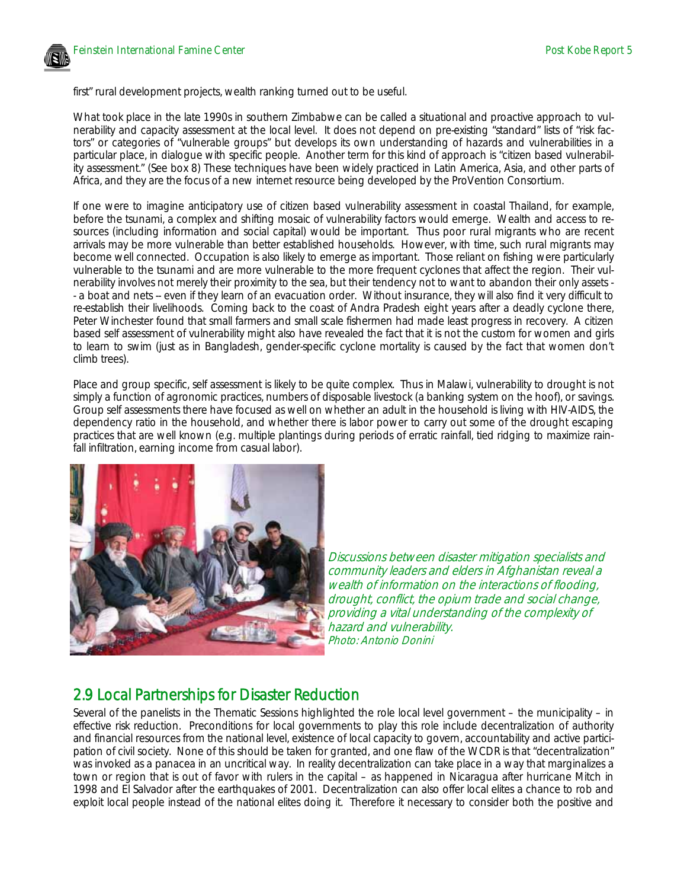first" rural development projects, wealth ranking turned out to be useful.

What took place in the late 1990s in southern Zimbabwe can be called a situational and proactive approach to vulnerability and capacity assessment at the local level. It does not depend on pre-existing "standard" lists of "risk factors" or categories of "vulnerable groups" but develops its own understanding of hazards and vulnerabilities in a particular place, in dialogue with specific people. Another term for this kind of approach is "citizen based vulnerability assessment." (See box 8) These techniques have been widely practiced in Latin America, Asia, and other parts of Africa, and they are the focus of a new internet resource being developed by the ProVention Consortium.

If one were to imagine anticipatory use of citizen based vulnerability assessment in coastal Thailand, for example, before the tsunami, a complex and shifting mosaic of vulnerability factors would emerge. Wealth and access to resources (including information and social capital) would be important. Thus poor rural migrants who are recent arrivals may be more vulnerable than better established households. However, with time, such rural migrants may become well connected. Occupation is also likely to emerge as important. Those reliant on fishing were particularly vulnerable to the tsunami and are more vulnerable to the more frequent cyclones that affect the region. Their vulnerability involves not merely their proximity to the sea, but their tendency not to want to abandon their only assets -- a boat and nets – even if they learn of an evacuation order. Without insurance, they will also find it very difficult to re-establish their livelihoods. Coming back to the coast of Andra Pradesh eight years after a deadly cyclone there, Peter Winchester found that small farmers and small scale fishermen had made least progress in recovery. A citizen based self assessment of vulnerability might also have revealed the fact that it is not the custom for women and girls to learn to swim (just as in Bangladesh, gender-specific cyclone mortality is caused by the fact that women don't climb trees).

Place and group specific, self assessment is likely to be quite complex. Thus in Malawi, vulnerability to drought is not simply a function of agronomic practices, numbers of disposable livestock (a banking system on the hoof), or savings. Group self assessments there have focused as well on whether an adult in the household is living with HIV-AIDS, the dependency ratio in the household, and whether there is labor power to carry out some of the drought escaping practices that are well known (e.g. multiple plantings during periods of erratic rainfall, tied ridging to maximize rainfall infiltration, earning income from casual labor).

*Discussions between disaster mitigation specialists and community leaders and elders in Afghanistan reveal a wealth of information on the interactions of flooding, drought, conflict, the opium trade and social change, providing a vital understanding of the complexity of hazard and vulnerability.*
*Photo: Antonio Donini*

## 2.9 Local Partnerships for Disaster Reduction

Several of the panelists in the Thematic Sessions highlighted the role local level government – the municipality – in effective risk reduction. Preconditions for local governments to play this role include decentralization of authority and financial resources from the national level, existence of local capacity to govern, accountability and active participation of civil society. None of this should be taken for granted, and one flaw of the WCDR is that "decentralization" was invoked as a panacea in an uncritical way. In reality decentralization can take place in a way that marginalizes a town or region that is out of favor with rulers in the capital – as happened in Nicaragua after hurricane Mitch in 1998 and El Salvador after the earthquakes of 2001. Decentralization can also offer local elites a chance to rob and exploit local people instead of the national elites doing it. Therefore it necessary to consider both the positive and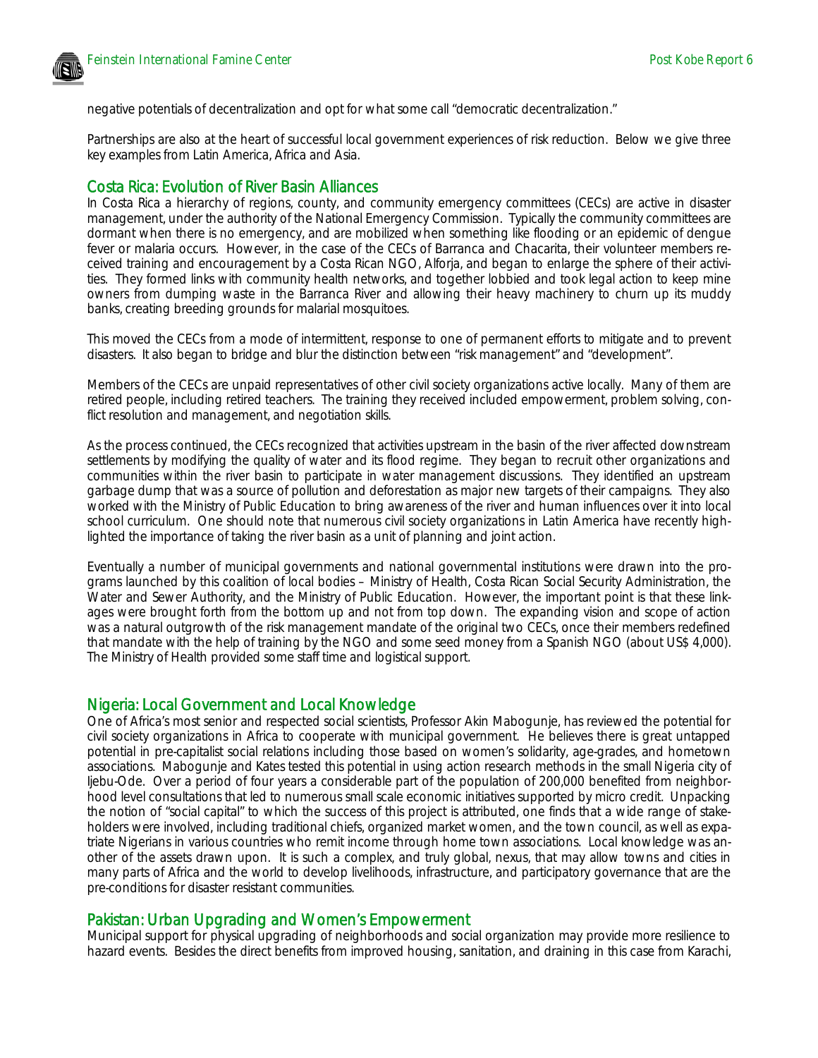negative potentials of decentralization and opt for what some call "democratic decentralization."

Partnerships are also at the heart of successful local government experiences of risk reduction. Below we give three key examples from Latin America, Africa and Asia.

## Costa Rica: Evolution of River Basin Alliances

In Costa Rica a hierarchy of regions, county, and community emergency committees (CECs) are active in disaster management, under the authority of the National Emergency Commission. Typically the community committees are dormant when there is no emergency, and are mobilized when something like flooding or an epidemic of dengue fever or malaria occurs. However, in the case of the CECs of Barranca and Chacarita, their volunteer members received training and encouragement by a Costa Rican NGO, Alforja, and began to enlarge the sphere of their activities. They formed links with community health networks, and together lobbied and took legal action to keep mine owners from dumping waste in the Barranca River and allowing their heavy machinery to churn up its muddy banks, creating breeding grounds for malarial mosquitoes.

This moved the CECs from a mode of intermittent, response to one of permanent efforts to mitigate and to prevent disasters. It also began to bridge and blur the distinction between "risk management" and "development".

Members of the CECs are unpaid representatives of other civil society organizations active locally. Many of them are retired people, including retired teachers. The training they received included empowerment, problem solving, conflict resolution and management, and negotiation skills.

As the process continued, the CECs recognized that activities upstream in the basin of the river affected downstream settlements by modifying the quality of water and its flood regime. They began to recruit other organizations and communities within the river basin to participate in water management discussions. They identified an upstream garbage dump that was a source of pollution and deforestation as major new targets of their campaigns. They also worked with the Ministry of Public Education to bring awareness of the river and human influences over it into local school curriculum. One should note that numerous civil society organizations in Latin America have recently highlighted the importance of taking the river basin as a unit of planning and joint action.

Eventually a number of municipal governments and national governmental institutions were drawn into the programs launched by this coalition of local bodies – Ministry of Health, Costa Rican Social Security Administration, the Water and Sewer Authority, and the Ministry of Public Education. However, the important point is that these linkages were brought forth from the bottom up and not from top down. The expanding vision and scope of action was a natural outgrowth of the risk management mandate of the original two CECs, once their members redefined that mandate with the help of training by the NGO and some seed money from a Spanish NGO (about US$ 4,000). The Ministry of Health provided some staff time and logistical support.

## Nigeria: Local Government and Local Knowledge

One of Africa's most senior and respected social scientists, Professor Akin Mabogunje, has reviewed the potential for civil society organizations in Africa to cooperate with municipal government. He believes there is great untapped potential in pre-capitalist social relations including those based on women's solidarity, age-grades, and hometown associations. Mabogunje and Kates tested this potential in using action research methods in the small Nigeria city of Ijebu-Ode. Over a period of four years a considerable part of the population of 200,000 benefited from neighborhood level consultations that led to numerous small scale economic initiatives supported by micro credit. Unpacking the notion of "social capital" to which the success of this project is attributed, one finds that a wide range of stakeholders were involved, including traditional chiefs, organized market women, and the town council, as well as expatriate Nigerians in various countries who remit income through home town associations. Local knowledge was another of the assets drawn upon. It is such a complex, and truly global, nexus, that may allow towns and cities in many parts of Africa and the world to develop livelihoods, infrastructure, and participatory governance that are the pre-conditions for disaster resistant communities.

## Pakistan: Urban Upgrading and Women's Empowerment

Municipal support for physical upgrading of neighborhoods and social organization may provide more resilience to hazard events. Besides the direct benefits from improved housing, sanitation, and draining in this case from Karachi,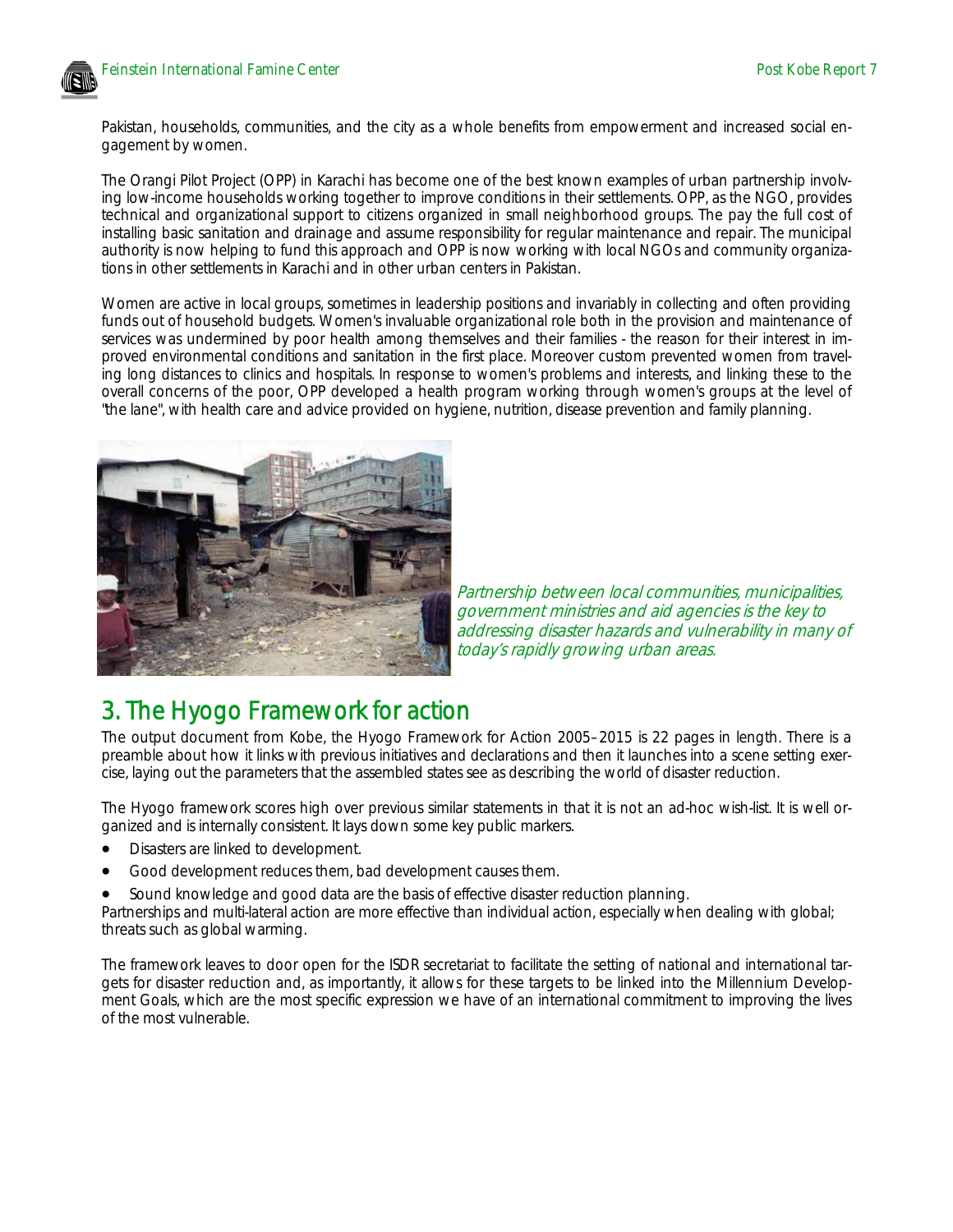Pakistan, households, communities, and the city as a whole benefits from empowerment and increased social engagement by women.

The Orangi Pilot Project (OPP) in Karachi has become one of the best known examples of urban partnership involving low-income households working together to improve conditions in their settlements. OPP, as the NGO, provides technical and organizational support to citizens organized in small neighborhood groups. The pay the full cost of installing basic sanitation and drainage and assume responsibility for regular maintenance and repair. The municipal authority is now helping to fund this approach and OPP is now working with local NGOs and community organizations in other settlements in Karachi and in other urban centers in Pakistan.

Women are active in local groups, sometimes in leadership positions and invariably in collecting and often providing funds out of household budgets. Women's invaluable organizational role both in the provision and maintenance of services was undermined by poor health among themselves and their families - the reason for their interest in improved environmental conditions and sanitation in the first place. Moreover custom prevented women from traveling long distances to clinics and hospitals. In response to women's problems and interests, and linking these to the overall concerns of the poor, OPP developed a health program working through women's groups at the level of "the lane", with health care and advice provided on hygiene, nutrition, disease prevention and family planning.

*Partnership between local communities, municipalities, government ministries and aid agencies is the key to addressing disaster hazards and vulnerability in many of today's rapidly growing urban areas.*

## 3. The Hyogo Framework for action

The output document from Kobe, the Hyogo Framework for Action 2005–2015 is 22 pages in length. There is a preamble about how it links with previous initiatives and declarations and then it launches into a scene setting exercise, laying out the parameters that the assembled states see as describing the world of disaster reduction.

The Hyogo framework scores high over previous similar statements in that it is not an ad-hoc wish-list. It is well organized and is internally consistent. It lays down some key public markers.

- Disasters are linked to development.
- Good development reduces them, bad development causes them.
- Sound knowledge and good data are the basis of effective disaster reduction planning.

Partnerships and multi-lateral action are more effective than individual action, especially when dealing with global; threats such as global warming.

The framework leaves to door open for the ISDR secretariat to facilitate the setting of national and international targets for disaster reduction and, as importantly, it allows for these targets to be linked into the Millennium Development Goals, which are the most specific expression we have of an international commitment to improving the lives of the most vulnerable.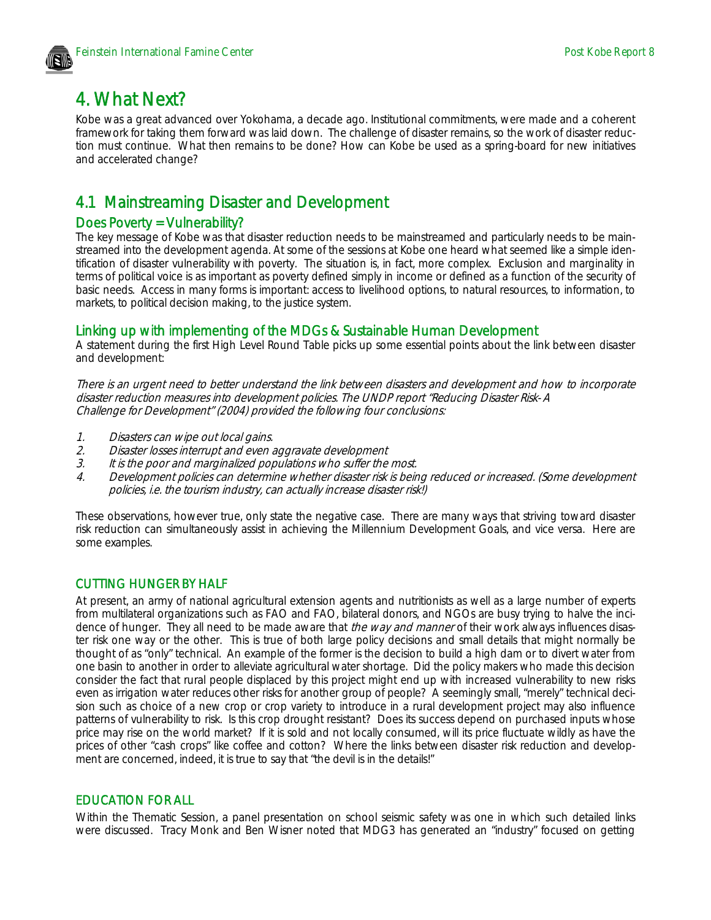# 4. What Next?

Kobe was a great advanced over Yokohama, a decade ago. Institutional commitments, were made and a coherent framework for taking them forward was laid down. The challenge of disaster remains, so the work of disaster reduction must continue. What then remains to be done? How can Kobe be used as a spring-board for new initiatives and accelerated change?

## 4.1 Mainstreaming Disaster and Development

### Does Poverty = Vulnerability?

The key message of Kobe was that disaster reduction needs to be mainstreamed and particularly needs to be mainstreamed into the development agenda. At some of the sessions at Kobe one heard what seemed like a simple identification of disaster vulnerability with poverty. The situation is, in fact, more complex. Exclusion and marginality in terms of political voice is as important as poverty defined simply in income or defined as a function of the security of basic needs. Access in many forms is important: access to livelihood options, to natural resources, to information, to markets, to political decision making, to the justice system.

### Linking up with implementing of the MDGs & Sustainable Human Development

A statement during the first High Level Round Table picks up some essential points about the link between disaster and development:

*There is an urgent need to better understand the link between disasters and development and how to incorporate disaster reduction measures into development policies. The UNDP report "Reducing Disaster Risk- A Challenge for Development" (2004) provided the following four conclusions:*

1. *Disasters can wipe out local gains.*
2. *Disaster losses interrupt and even aggravate development*
3. *It is the poor and marginalized populations who suffer the most.*
4. *Development policies can determine whether disaster risk is being reduced or increased. (Some development policies, i.e. the tourism industry, can actually increase disaster risk!)*

These observations, however true, only state the negative case. There are many ways that striving toward disaster risk reduction can simultaneously assist in achieving the Millennium Development Goals, and vice versa. Here are some examples.

#### CUTTING HUNGER BY HALF

At present, an army of national agricultural extension agents and nutritionists as well as a large number of experts from multilateral organizations such as FAO and FAO, bilateral donors, and NGOs are busy trying to halve the incidence of hunger. They all need to be made aware that *the way and manner* of their work always influences disaster risk one way or the other. This is true of both large policy decisions and small details that might normally be thought of as "only" technical. An example of the former is the decision to build a high dam or to divert water from one basin to another in order to alleviate agricultural water shortage. Did the policy makers who made this decision consider the fact that rural people displaced by this project might end up with increased vulnerability to new risks even as irrigation water reduces other risks for another group of people? A seemingly small, "merely" technical decision such as choice of a new crop or crop variety to introduce in a rural development project may also influence patterns of vulnerability to risk. Is this crop drought resistant? Does its success depend on purchased inputs whose price may rise on the world market? If it is sold and not locally consumed, will its price fluctuate wildly as have the prices of other "cash crops" like coffee and cotton? Where the links between disaster risk reduction and development are concerned, indeed, it is true to say that "the devil is in the details!"

#### EDUCATION FOR ALL

Within the Thematic Session, a panel presentation on school seismic safety was one in which such detailed links were discussed. Tracy Monk and Ben Wisner noted that MDG3 has generated an "industry" focused on getting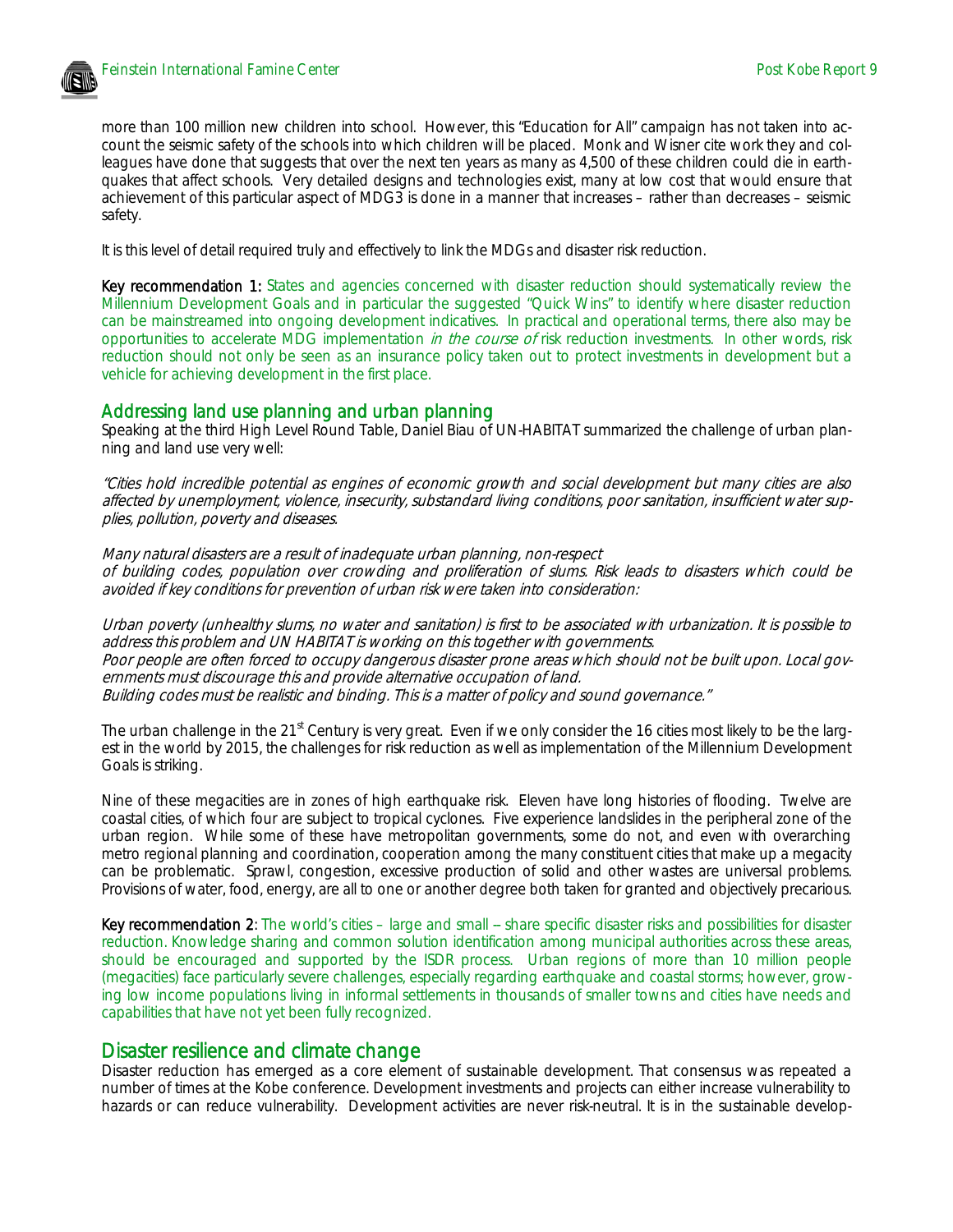more than 100 million new children into school. However, this "Education for All" campaign has not taken into account the seismic safety of the schools into which children will be placed. Monk and Wisner cite work they and colleagues have done that suggests that over the next ten years as many as 4,500 of these children could die in earthquakes that affect schools. Very detailed designs and technologies exist, many at low cost that would ensure that achievement of this particular aspect of MDG3 is done in a manner that increases – rather than decreases – seismic safety.

It is this level of detail required truly and effectively to link the MDGs and disaster risk reduction.

**Key recommendation 1:** States and agencies concerned with disaster reduction should systematically review the Millennium Development Goals and in particular the suggested "Quick Wins" to identify where disaster reduction can be mainstreamed into ongoing development indicatives. In practical and operational terms, there also may be opportunities to accelerate MDG implementation *in the course of* risk reduction investments. In other words, risk reduction should not only be seen as an insurance policy taken out to protect investments in development but a vehicle for achieving development in the first place.

## Addressing land use planning and urban planning

Speaking at the third High Level Round Table, Daniel Biau of UN-HABITAT summarized the challenge of urban planning and land use very well:

*"Cities hold incredible potential as engines of economic growth and social development but many cities are also affected by unemployment, violence, insecurity, substandard living conditions, poor sanitation, insufficient water supplies, pollution, poverty and diseases.*

*Many natural disasters are a result of inadequate urban planning, non-respect of building codes, population over crowding and proliferation of slums. Risk leads to disasters which could be avoided if key conditions for prevention of urban risk were taken into consideration:*

*Urban poverty (unhealthy slums, no water and sanitation) is first to be associated with urbanization. It is possible to address this problem and UN HABITAT is working on this together with governments.*
*Poor people are often forced to occupy dangerous disaster prone areas which should not be built upon. Local governments must discourage this and provide alternative occupation of land.*
*Building codes must be realistic and binding. This is a matter of policy and sound governance."*

The urban challenge in the 21st Century is very great. Even if we only consider the 16 cities most likely to be the largest in the world by 2015, the challenges for risk reduction as well as implementation of the Millennium Development Goals is striking.

Nine of these megacities are in zones of high earthquake risk. Eleven have long histories of flooding. Twelve are coastal cities, of which four are subject to tropical cyclones. Five experience landslides in the peripheral zone of the urban region. While some of these have metropolitan governments, some do not, and even with overarching metro regional planning and coordination, cooperation among the many constituent cities that make up a megacity can be problematic. Sprawl, congestion, excessive production of solid and other wastes are universal problems. Provisions of water, food, energy, are all to one or another degree both taken for granted and objectively precarious.

**Key recommendation 2**: The world's cities – large and small – share specific disaster risks and possibilities for disaster reduction. Knowledge sharing and common solution identification among municipal authorities across these areas, should be encouraged and supported by the ISDR process. Urban regions of more than 10 million people (megacities) face particularly severe challenges, especially regarding earthquake and coastal storms; however, growing low income populations living in informal settlements in thousands of smaller towns and cities have needs and capabilities that have not yet been fully recognized.

## Disaster resilience and climate change

Disaster reduction has emerged as a core element of sustainable development. That consensus was repeated a number of times at the Kobe conference. Development investments and projects can either increase vulnerability to hazards or can reduce vulnerability. Development activities are never risk-neutral. It is in the sustainable develop-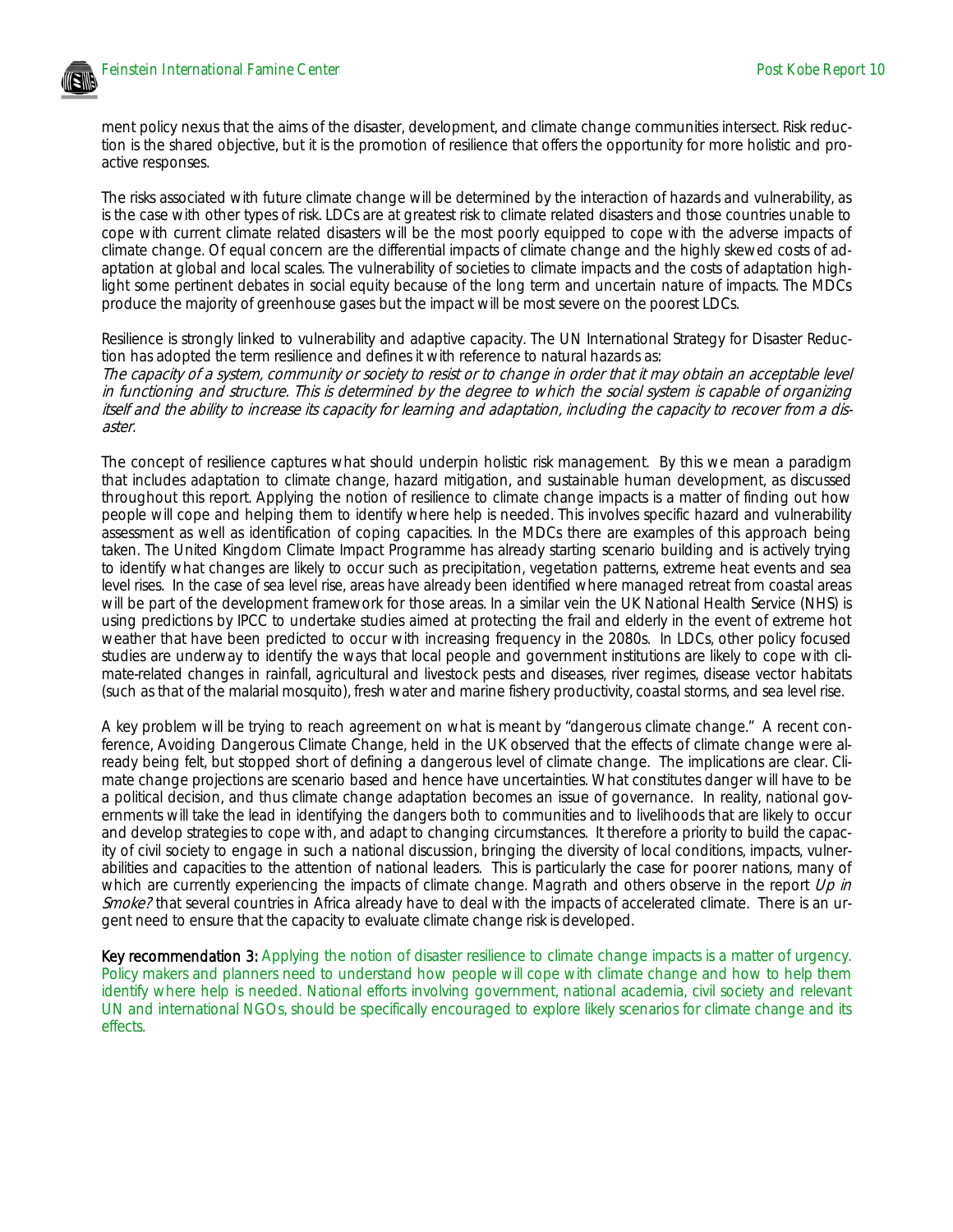ment policy nexus that the aims of the disaster, development, and climate change communities intersect. Risk reduction is the shared objective, but it is the promotion of resilience that offers the opportunity for more holistic and proactive responses.

The risks associated with future climate change will be determined by the interaction of hazards and vulnerability, as is the case with other types of risk. LDCs are at greatest risk to climate related disasters and those countries unable to cope with current climate related disasters will be the most poorly equipped to cope with the adverse impacts of climate change. Of equal concern are the differential impacts of climate change and the highly skewed costs of adaptation at global and local scales. The vulnerability of societies to climate impacts and the costs of adaptation highlight some pertinent debates in social equity because of the long term and uncertain nature of impacts. The MDCs produce the majority of greenhouse gases but the impact will be most severe on the poorest LDCs.

Resilience is strongly linked to vulnerability and adaptive capacity. The UN International Strategy for Disaster Reduction has adopted the term resilience and defines it with reference to natural hazards as:
*The capacity of a system, community or society to resist or to change in order that it may obtain an acceptable level in functioning and structure. This is determined by the degree to which the social system is capable of organizing itself and the ability to increase its capacity for learning and adaptation, including the capacity to recover from a disaster.*

The concept of resilience captures what should underpin holistic risk management. By this we mean a paradigm that includes adaptation to climate change, hazard mitigation, and sustainable human development, as discussed throughout this report. Applying the notion of resilience to climate change impacts is a matter of finding out how people will cope and helping them to identify where help is needed. This involves specific hazard and vulnerability assessment as well as identification of coping capacities. In the MDCs there are examples of this approach being taken. The United Kingdom Climate Impact Programme has already starting scenario building and is actively trying to identify what changes are likely to occur such as precipitation, vegetation patterns, extreme heat events and sea level rises. In the case of sea level rise, areas have already been identified where managed retreat from coastal areas will be part of the development framework for those areas. In a similar vein the UK National Health Service (NHS) is using predictions by IPCC to undertake studies aimed at protecting the frail and elderly in the event of extreme hot weather that have been predicted to occur with increasing frequency in the 2080s. In LDCs, other policy focused studies are underway to identify the ways that local people and government institutions are likely to cope with climate-related changes in rainfall, agricultural and livestock pests and diseases, river regimes, disease vector habitats (such as that of the malarial mosquito), fresh water and marine fishery productivity, coastal storms, and sea level rise.

A key problem will be trying to reach agreement on what is meant by "dangerous climate change." A recent conference, Avoiding Dangerous Climate Change, held in the UK observed that the effects of climate change were already being felt, but stopped short of defining a dangerous level of climate change. The implications are clear. Climate change projections are scenario based and hence have uncertainties. What constitutes danger will have to be a political decision, and thus climate change adaptation becomes an issue of governance. In reality, national governments will take the lead in identifying the dangers both to communities and to livelihoods that are likely to occur and develop strategies to cope with, and adapt to changing circumstances. It therefore a priority to build the capacity of civil society to engage in such a national discussion, bringing the diversity of local conditions, impacts, vulnerabilities and capacities to the attention of national leaders. This is particularly the case for poorer nations, many of which are currently experiencing the impacts of climate change. Magrath and others observe in the report *Up in Smoke?* that several countries in Africa already have to deal with the impacts of accelerated climate. There is an urgent need to ensure that the capacity to evaluate climate change risk is developed.

**Key recommendation 3:** Applying the notion of disaster resilience to climate change impacts is a matter of urgency. Policy makers and planners need to understand how people will cope with climate change and how to help them identify where help is needed. National efforts involving government, national academia, civil society and relevant UN and international NGOs, should be specifically encouraged to explore likely scenarios for climate change and its effects.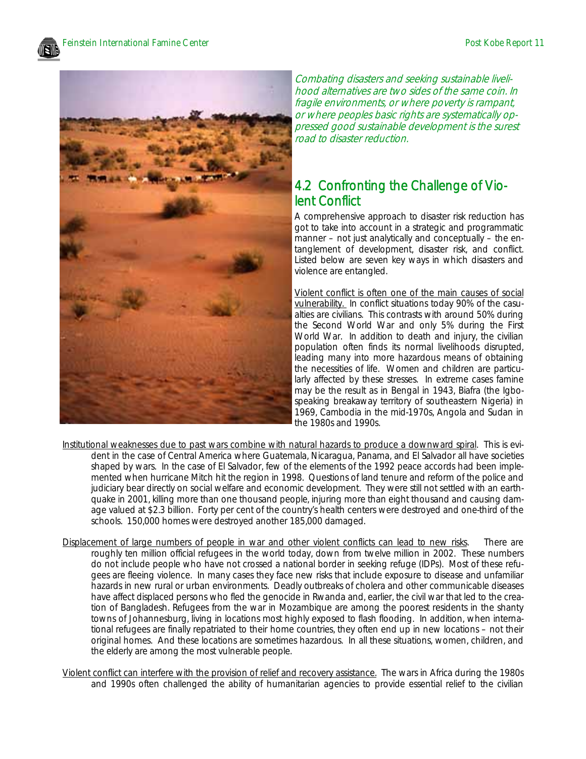*Combating disasters and seeking sustainable livelihood alternatives are two sides of the same coin. In fragile environments, or where poverty is rampant, or where peoples basic rights are systematically oppressed good sustainable development is the surest road to disaster reduction.*

## 4.2 Confronting the Challenge of Violent Conflict

A comprehensive approach to disaster risk reduction has got to take into account in a strategic and programmatic manner – not just analytically and conceptually – the entanglement of development, disaster risk, and conflict. Listed below are seven key ways in which disasters and violence are entangled.

<u>Violent conflict is often one of the main causes of social vulnerability.</u> In conflict situations today 90% of the casualties are civilians. This contrasts with around 50% during the Second World War and only 5% during the First World War. In addition to death and injury, the civilian population often finds its normal livelihoods disrupted, leading many into more hazardous means of obtaining the necessities of life. Women and children are particularly affected by these stresses. In extreme cases famine may be the result as in Bengal in 1943, Biafra (the Igbo-speaking breakaway territory of southeastern Nigeria) in 1969, Cambodia in the mid-1970s, Angola and Sudan in the 1980s and 1990s.

<u>Institutional weaknesses due to past wars combine with natural hazards to produce a downward spiral</u>. This is evident in the case of Central America where Guatemala, Nicaragua, Panama, and El Salvador all have societies shaped by wars. In the case of El Salvador, few of the elements of the 1992 peace accords had been implemented when hurricane Mitch hit the region in 1998. Questions of land tenure and reform of the police and judiciary bear directly on social welfare and economic development. They were still not settled with an earthquake in 2001, killing more than one thousand people, injuring more than eight thousand and causing damage valued at $2.3 billion. Forty per cent of the country's health centers were destroyed and one-third of the schools. 150,000 homes were destroyed another 185,000 damaged.

<u>Displacement of large numbers of people in war and other violent conflicts can lead to new risks</u>. There are roughly ten million official refugees in the world today, down from twelve million in 2002. These numbers do not include people who have not crossed a national border in seeking refuge (IDPs). Most of these refugees are fleeing violence. In many cases they face new risks that include exposure to disease and unfamiliar hazards in new rural or urban environments. Deadly outbreaks of cholera and other communicable diseases have affect displaced persons who fled the genocide in Rwanda and, earlier, the civil war that led to the creation of Bangladesh. Refugees from the war in Mozambique are among the poorest residents in the shanty towns of Johannesburg, living in locations most highly exposed to flash flooding. In addition, when international refugees are finally repatriated to their home countries, they often end up in new locations – not their original homes. And these locations are sometimes hazardous. In all these situations, women, children, and the elderly are among the most vulnerable people.

<u>Violent conflict can interfere with the provision of relief and recovery assistance.</u> The wars in Africa during the 1980s and 1990s often challenged the ability of humanitarian agencies to provide essential relief to the civilian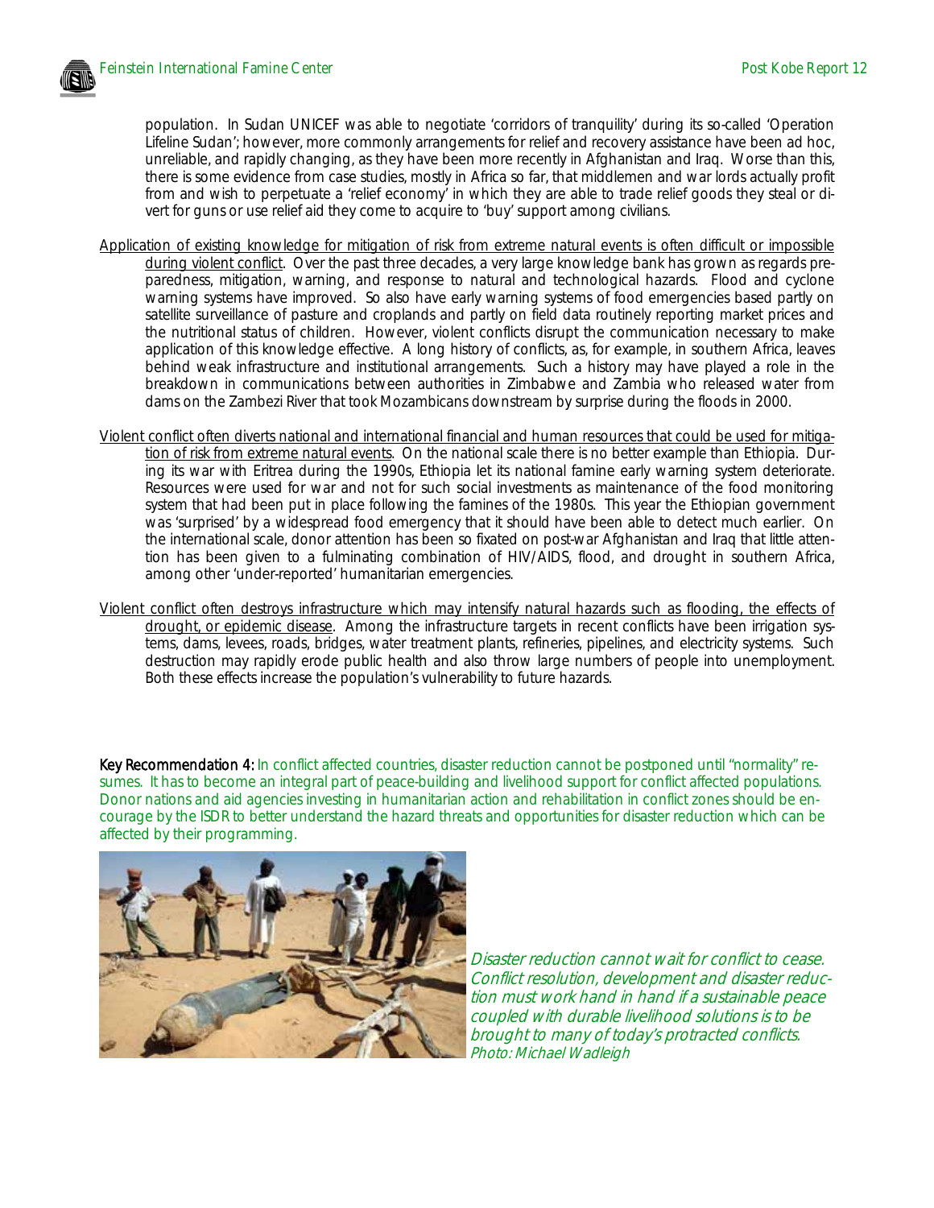population. In Sudan UNICEF was able to negotiate 'corridors of tranquility' during its so-called 'Operation Lifeline Sudan'; however, more commonly arrangements for relief and recovery assistance have been ad hoc, unreliable, and rapidly changing, as they have been more recently in Afghanistan and Iraq. Worse than this, there is some evidence from case studies, mostly in Africa so far, that middlemen and war lords actually profit from and wish to perpetuate a 'relief economy' in which they are able to trade relief goods they steal or divert for guns or use relief aid they come to acquire to 'buy' support among civilians.

Application of existing knowledge for mitigation of risk from extreme natural events is often difficult or impossible during violent conflict. Over the past three decades, a very large knowledge bank has grown as regards preparedness, mitigation, warning, and response to natural and technological hazards. Flood and cyclone warning systems have improved. So also have early warning systems of food emergencies based partly on satellite surveillance of pasture and croplands and partly on field data routinely reporting market prices and the nutritional status of children. However, violent conflicts disrupt the communication necessary to make application of this knowledge effective. A long history of conflicts, as, for example, in southern Africa, leaves behind weak infrastructure and institutional arrangements. Such a history may have played a role in the breakdown in communications between authorities in Zimbabwe and Zambia who released water from dams on the Zambezi River that took Mozambicans downstream by surprise during the floods in 2000.

Violent conflict often diverts national and international financial and human resources that could be used for mitigation of risk from extreme natural events. On the national scale there is no better example than Ethiopia. During its war with Eritrea during the 1990s, Ethiopia let its national famine early warning system deteriorate. Resources were used for war and not for such social investments as maintenance of the food monitoring system that had been put in place following the famines of the 1980s. This year the Ethiopian government was 'surprised' by a widespread food emergency that it should have been able to detect much earlier. On the international scale, donor attention has been so fixated on post-war Afghanistan and Iraq that little attention has been given to a fulminating combination of HIV/AIDS, flood, and drought in southern Africa, among other 'under-reported' humanitarian emergencies.

Violent conflict often destroys infrastructure which may intensify natural hazards such as flooding, the effects of drought, or epidemic disease. Among the infrastructure targets in recent conflicts have been irrigation systems, dams, levees, roads, bridges, water treatment plants, refineries, pipelines, and electricity systems. Such destruction may rapidly erode public health and also throw large numbers of people into unemployment. Both these effects increase the population's vulnerability to future hazards.

**Key Recommendation 4:** In conflict affected countries, disaster reduction cannot be postponed until "normality" resumes. It has to become an integral part of peace-building and livelihood support for conflict affected populations. Donor nations and aid agencies investing in humanitarian action and rehabilitation in conflict zones should be encourage by the ISDR to better understand the hazard threats and opportunities for disaster reduction which can be affected by their programming.

*Disaster reduction cannot wait for conflict to cease. Conflict resolution, development and disaster reduction must work hand in hand if a sustainable peace coupled with durable livelihood solutions is to be brought to many of today's protracted conflicts.*
*Photo: Michael Wadleigh*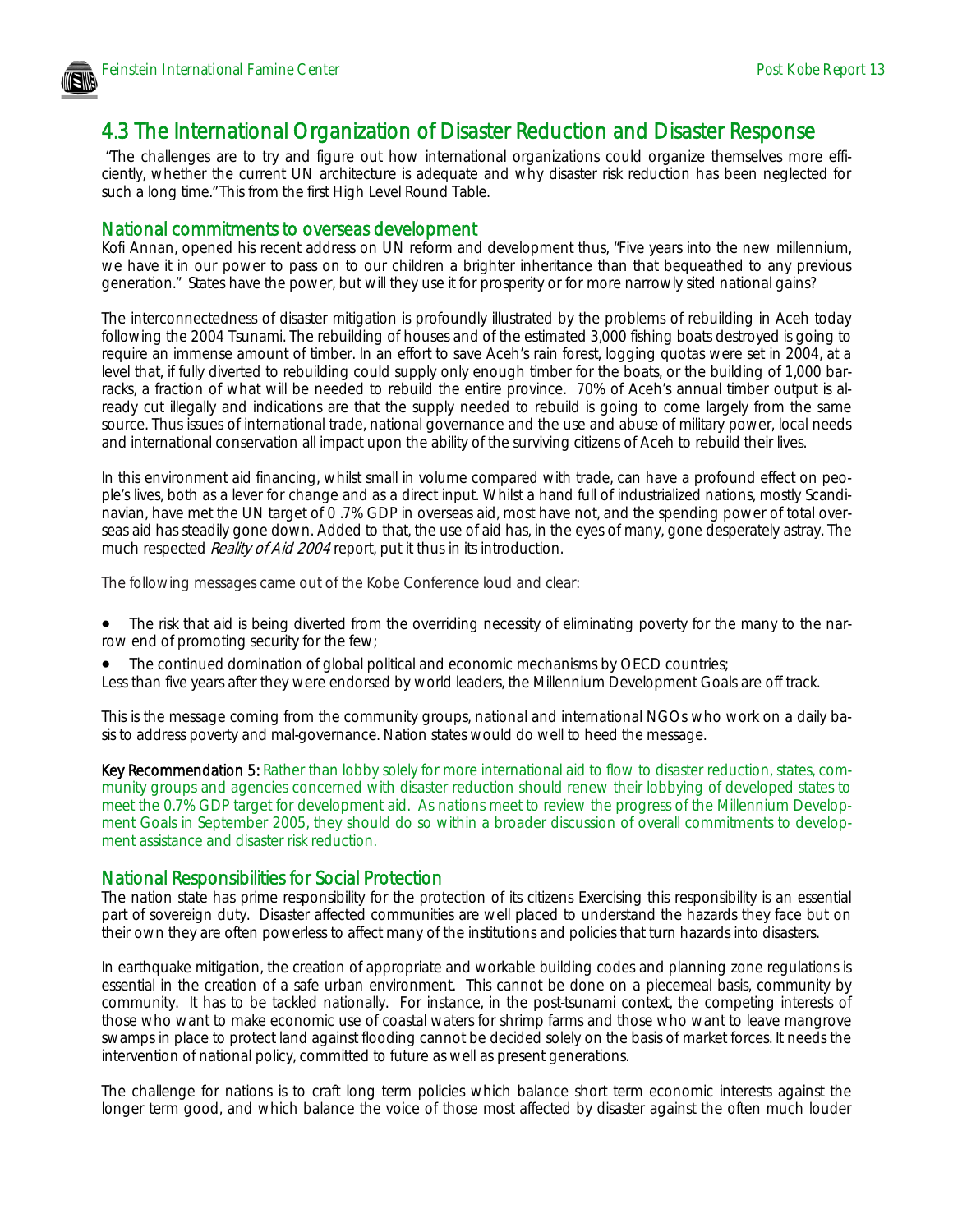## 4.3 The International Organization of Disaster Reduction and Disaster Response

"The challenges are to try and figure out how international organizations could organize themselves more efficiently, whether the current UN architecture is adequate and why disaster risk reduction has been neglected for such a long time." This from the first High Level Round Table.

### National commitments to overseas development

Kofi Annan, opened his recent address on UN reform and development thus, "Five years into the new millennium, we have it in our power to pass on to our children a brighter inheritance than that bequeathed to any previous generation." States have the power, but will they use it for prosperity or for more narrowly sited national gains?

The interconnectedness of disaster mitigation is profoundly illustrated by the problems of rebuilding in Aceh today following the 2004 Tsunami. The rebuilding of houses and of the estimated 3,000 fishing boats destroyed is going to require an immense amount of timber. In an effort to save Aceh's rain forest, logging quotas were set in 2004, at a level that, if fully diverted to rebuilding could supply only enough timber for the boats, or the building of 1,000 barracks, a fraction of what will be needed to rebuild the entire province. 70% of Aceh's annual timber output is already cut illegally and indications are that the supply needed to rebuild is going to come largely from the same source. Thus issues of international trade, national governance and the use and abuse of military power, local needs and international conservation all impact upon the ability of the surviving citizens of Aceh to rebuild their lives.

In this environment aid financing, whilst small in volume compared with trade, can have a profound effect on people's lives, both as a lever for change and as a direct input. Whilst a hand full of industrialized nations, mostly Scandinavian, have met the UN target of 0 .7% GDP in overseas aid, most have not, and the spending power of total overseas aid has steadily gone down. Added to that, the use of aid has, in the eyes of many, gone desperately astray. The much respected *Reality of Aid 2004* report, put it thus in its introduction.

The following messages came out of the Kobe Conference loud and clear:

- The risk that aid is being diverted from the overriding necessity of eliminating poverty for the many to the narrow end of promoting security for the few;
- The continued domination of global political and economic mechanisms by OECD countries;

Less than five years after they were endorsed by world leaders, the Millennium Development Goals are off track.

This is the message coming from the community groups, national and international NGOs who work on a daily basis to address poverty and mal-governance. Nation states would do well to heed the message.

**Key Recommendation 5:** Rather than lobby solely for more international aid to flow to disaster reduction, states, community groups and agencies concerned with disaster reduction should renew their lobbying of developed states to meet the 0.7% GDP target for development aid. As nations meet to review the progress of the Millennium Development Goals in September 2005, they should do so within a broader discussion of overall commitments to development assistance and disaster risk reduction.

### National Responsibilities for Social Protection

The nation state has prime responsibility for the protection of its citizens Exercising this responsibility is an essential part of sovereign duty. Disaster affected communities are well placed to understand the hazards they face but on their own they are often powerless to affect many of the institutions and policies that turn hazards into disasters.

In earthquake mitigation, the creation of appropriate and workable building codes and planning zone regulations is essential in the creation of a safe urban environment. This cannot be done on a piecemeal basis, community by community. It has to be tackled nationally. For instance, in the post-tsunami context, the competing interests of those who want to make economic use of coastal waters for shrimp farms and those who want to leave mangrove swamps in place to protect land against flooding cannot be decided solely on the basis of market forces. It needs the intervention of national policy, committed to future as well as present generations.

The challenge for nations is to craft long term policies which balance short term economic interests against the longer term good, and which balance the voice of those most affected by disaster against the often much louder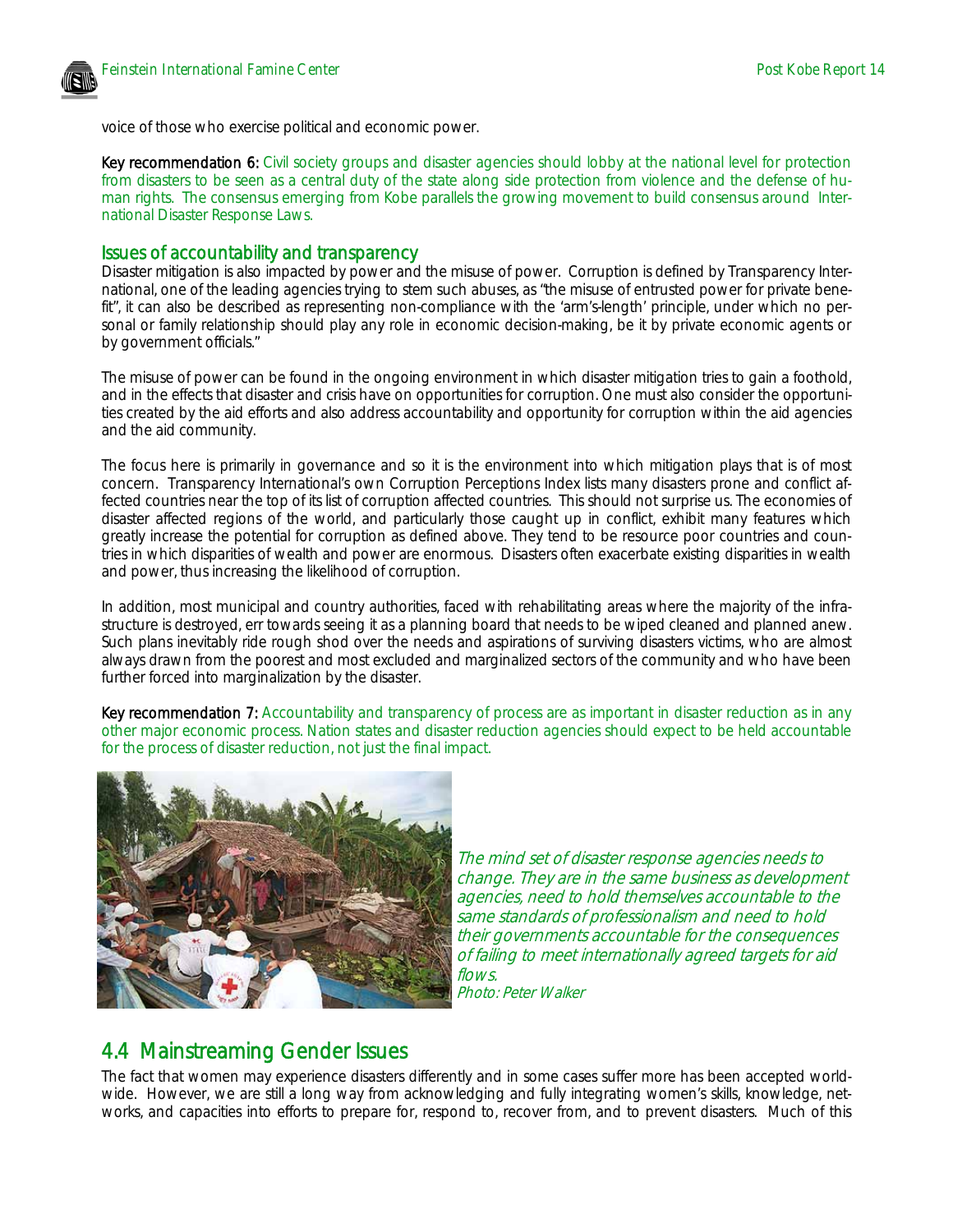voice of those who exercise political and economic power.

**Key recommendation 6:** Civil society groups and disaster agencies should lobby at the national level for protection from disasters to be seen as a central duty of the state along side protection from violence and the defense of human rights. The consensus emerging from Kobe parallels the growing movement to build consensus around International Disaster Response Laws.

### Issues of accountability and transparency

Disaster mitigation is also impacted by power and the misuse of power. Corruption is defined by Transparency International, one of the leading agencies trying to stem such abuses, as "the misuse of entrusted power for private benefit", it can also be described as representing non-compliance with the 'arm's-length' principle, under which no personal or family relationship should play any role in economic decision-making, be it by private economic agents or by government officials."

The misuse of power can be found in the ongoing environment in which disaster mitigation tries to gain a foothold, and in the effects that disaster and crisis have on opportunities for corruption. One must also consider the opportunities created by the aid efforts and also address accountability and opportunity for corruption within the aid agencies and the aid community.

The focus here is primarily in governance and so it is the environment into which mitigation plays that is of most concern. Transparency International's own Corruption Perceptions Index lists many disasters prone and conflict affected countries near the top of its list of corruption affected countries. This should not surprise us. The economies of disaster affected regions of the world, and particularly those caught up in conflict, exhibit many features which greatly increase the potential for corruption as defined above. They tend to be resource poor countries and countries in which disparities of wealth and power are enormous. Disasters often exacerbate existing disparities in wealth and power, thus increasing the likelihood of corruption.

In addition, most municipal and country authorities, faced with rehabilitating areas where the majority of the infrastructure is destroyed, err towards seeing it as a planning board that needs to be wiped cleaned and planned anew. Such plans inevitably ride rough shod over the needs and aspirations of surviving disasters victims, who are almost always drawn from the poorest and most excluded and marginalized sectors of the community and who have been further forced into marginalization by the disaster.

**Key recommendation 7:** Accountability and transparency of process are as important in disaster reduction as in any other major economic process. Nation states and disaster reduction agencies should expect to be held accountable for the process of disaster reduction, not just the final impact.

*The mind set of disaster response agencies needs to change. They are in the same business as development agencies, need to hold themselves accountable to the same standards of professionalism and need to hold their governments accountable for the consequences of failing to meet internationally agreed targets for aid flows.*
*Photo: Peter Walker*

## 4.4 Mainstreaming Gender Issues

The fact that women may experience disasters differently and in some cases suffer more has been accepted worldwide. However, we are still a long way from acknowledging and fully integrating women's skills, knowledge, networks, and capacities into efforts to prepare for, respond to, recover from, and to prevent disasters. Much of this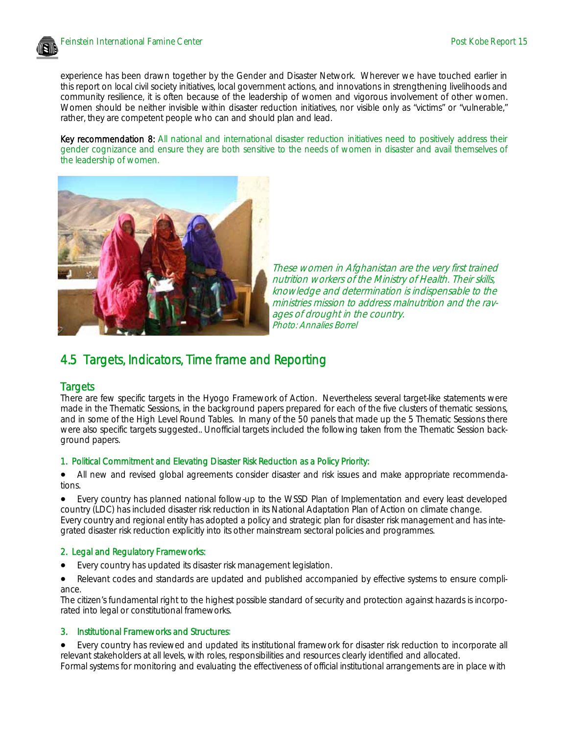experience has been drawn together by the Gender and Disaster Network. Wherever we have touched earlier in this report on local civil society initiatives, local government actions, and innovations in strengthening livelihoods and community resilience, it is often because of the leadership of women and vigorous involvement of other women. Women should be neither invisible within disaster reduction initiatives, nor visible only as "victims" or "vulnerable," rather, they are competent people who can and should plan and lead.

**Key recommendation 8:** All national and international disaster reduction initiatives need to positively address their gender cognizance and ensure they are both sensitive to the needs of women in disaster and avail themselves of the leadership of women.

*These women in Afghanistan are the very first trained nutrition workers of the Ministry of Health. Their skills, knowledge and determination is indispensable to the ministries mission to address malnutrition and the ravages of drought in the country.*
*Photo: Annalies Borrel*

## 4.5 Targets, Indicators, Time frame and Reporting

### Targets

There are few specific targets in the Hyogo Framework of Action. Nevertheless several target-like statements were made in the Thematic Sessions, in the background papers prepared for each of the five clusters of thematic sessions, and in some of the High Level Round Tables. In many of the 50 panels that made up the 5 Thematic Sessions there were also specific targets suggested.. Unofficial targets included the following taken from the Thematic Session background papers.

#### 1. Political Commitment and Elevating Disaster Risk Reduction as a Policy Priority:

- All new and revised global agreements consider disaster and risk issues and make appropriate recommendations.
- Every country has planned national follow-up to the WSSD Plan of Implementation and every least developed country (LDC) has included disaster risk reduction in its National Adaptation Plan of Action on climate change. Every country and regional entity has adopted a policy and strategic plan for disaster risk management and has integrated disaster risk reduction explicitly into its other mainstream sectoral policies and programmes.

#### 2. Legal and Regulatory Frameworks:

- Every country has updated its disaster risk management legislation.
- Relevant codes and standards are updated and published accompanied by effective systems to ensure compliance. The citizen's fundamental right to the highest possible standard of security and protection against hazards is incorporated into legal or constitutional frameworks.

#### 3. Institutional Frameworks and Structures:

- Every country has reviewed and updated its institutional framework for disaster risk reduction to incorporate all relevant stakeholders at all levels, with roles, responsibilities and resources clearly identified and allocated. Formal systems for monitoring and evaluating the effectiveness of official institutional arrangements are in place with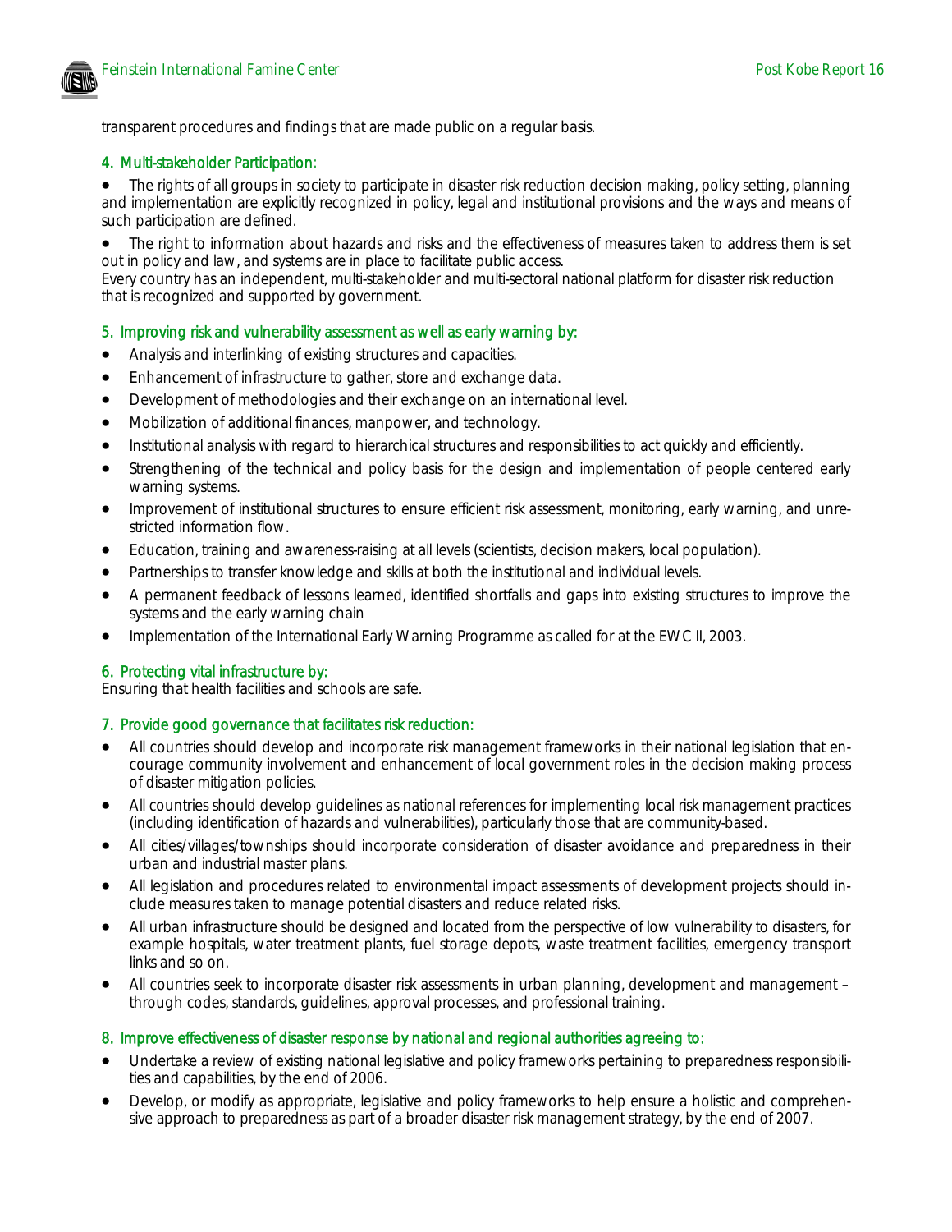transparent procedures and findings that are made public on a regular basis.

### 4. Multi-stakeholder Participation:

- The rights of all groups in society to participate in disaster risk reduction decision making, policy setting, planning and implementation are explicitly recognized in policy, legal and institutional provisions and the ways and means of such participation are defined.
- The right to information about hazards and risks and the effectiveness of measures taken to address them is set out in policy and law, and systems are in place to facilitate public access.

Every country has an independent, multi-stakeholder and multi-sectoral national platform for disaster risk reduction that is recognized and supported by government.

### 5. Improving risk and vulnerability assessment as well as early warning by:

- Analysis and interlinking of existing structures and capacities.
- Enhancement of infrastructure to gather, store and exchange data.
- Development of methodologies and their exchange on an international level.
- Mobilization of additional finances, manpower, and technology.
- Institutional analysis with regard to hierarchical structures and responsibilities to act quickly and efficiently.
- Strengthening of the technical and policy basis for the design and implementation of people centered early warning systems.
- Improvement of institutional structures to ensure efficient risk assessment, monitoring, early warning, and unrestricted information flow.
- Education, training and awareness-raising at all levels (scientists, decision makers, local population).
- Partnerships to transfer knowledge and skills at both the institutional and individual levels.
- A permanent feedback of lessons learned, identified shortfalls and gaps into existing structures to improve the systems and the early warning chain
- Implementation of the International Early Warning Programme as called for at the EWC II, 2003.

### 6. Protecting vital infrastructure by:

Ensuring that health facilities and schools are safe.

### 7. Provide good governance that facilitates risk reduction:

- All countries should develop and incorporate risk management frameworks in their national legislation that encourage community involvement and enhancement of local government roles in the decision making process of disaster mitigation policies.
- All countries should develop guidelines as national references for implementing local risk management practices (including identification of hazards and vulnerabilities), particularly those that are community-based.
- All cities/villages/townships should incorporate consideration of disaster avoidance and preparedness in their urban and industrial master plans.
- All legislation and procedures related to environmental impact assessments of development projects should include measures taken to manage potential disasters and reduce related risks.
- All urban infrastructure should be designed and located from the perspective of low vulnerability to disasters, for example hospitals, water treatment plants, fuel storage depots, waste treatment facilities, emergency transport links and so on.
- All countries seek to incorporate disaster risk assessments in urban planning, development and management – through codes, standards, guidelines, approval processes, and professional training.

### 8. Improve effectiveness of disaster response by national and regional authorities agreeing to:

- Undertake a review of existing national legislative and policy frameworks pertaining to preparedness responsibilities and capabilities, by the end of 2006.
- Develop, or modify as appropriate, legislative and policy frameworks to help ensure a holistic and comprehensive approach to preparedness as part of a broader disaster risk management strategy, by the end of 2007.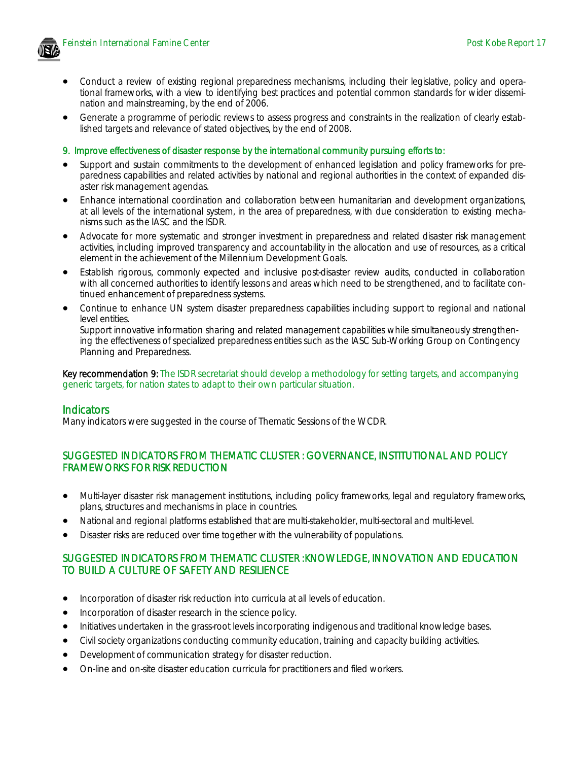- Conduct a review of existing regional preparedness mechanisms, including their legislative, policy and operational frameworks, with a view to identifying best practices and potential common standards for wider dissemination and mainstreaming, by the end of 2006.
- Generate a programme of periodic reviews to assess progress and constraints in the realization of clearly established targets and relevance of stated objectives, by the end of 2008.

9. Improve effectiveness of disaster response by the international community pursuing efforts to:

- Support and sustain commitments to the development of enhanced legislation and policy frameworks for preparedness capabilities and related activities by national and regional authorities in the context of expanded disaster risk management agendas.
- Enhance international coordination and collaboration between humanitarian and development organizations, at all levels of the international system, in the area of preparedness, with due consideration to existing mechanisms such as the IASC and the ISDR.
- Advocate for more systematic and stronger investment in preparedness and related disaster risk management activities, including improved transparency and accountability in the allocation and use of resources, as a critical element in the achievement of the Millennium Development Goals.
- Establish rigorous, commonly expected and inclusive post-disaster review audits, conducted in collaboration with all concerned authorities to identify lessons and areas which need to be strengthened, and to facilitate continued enhancement of preparedness systems.
- Continue to enhance UN system disaster preparedness capabilities including support to regional and national level entities.
  Support innovative information sharing and related management capabilities while simultaneously strengthening the effectiveness of specialized preparedness entities such as the IASC Sub-Working Group on Contingency Planning and Preparedness.

**Key recommendation 9:** The ISDR secretariat should develop a methodology for setting targets, and accompanying generic targets, for nation states to adapt to their own particular situation.

## Indicators

Many indicators were suggested in the course of Thematic Sessions of the WCDR.

### SUGGESTED INDICATORS FROM THEMATIC CLUSTER : GOVERNANCE, INSTITUTIONAL AND POLICY FRAMEWORKS FOR RISK REDUCTION

- Multi-layer disaster risk management institutions, including policy frameworks, legal and regulatory frameworks, plans, structures and mechanisms in place in countries.
- National and regional platforms established that are multi-stakeholder, multi-sectoral and multi-level.
- Disaster risks are reduced over time together with the vulnerability of populations.

### SUGGESTED INDICATORS FROM THEMATIC CLUSTER :KNOWLEDGE, INNOVATION AND EDUCATION TO BUILD A CULTURE OF SAFETY AND RESILIENCE

- Incorporation of disaster risk reduction into curricula at all levels of education.
- Incorporation of disaster research in the science policy.
- Initiatives undertaken in the grass-root levels incorporating indigenous and traditional knowledge bases.
- Civil society organizations conducting community education, training and capacity building activities.
- Development of communication strategy for disaster reduction.
- On-line and on-site disaster education curricula for practitioners and filed workers.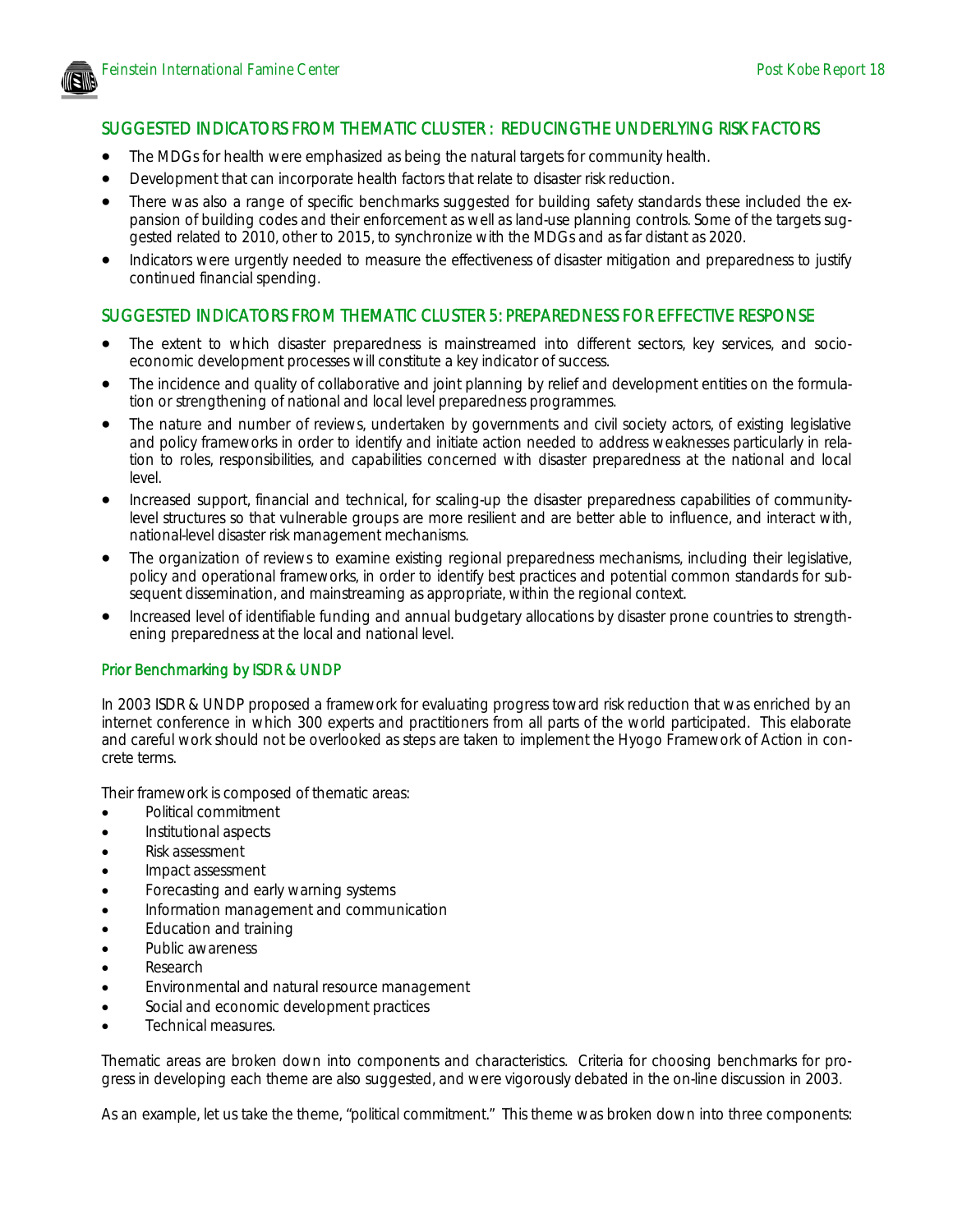## SUGGESTED INDICATORS FROM THEMATIC CLUSTER : REDUCINGTHE UNDERLYING RISK FACTORS

- The MDGs for health were emphasized as being the natural targets for community health.
- Development that can incorporate health factors that relate to disaster risk reduction.
- There was also a range of specific benchmarks suggested for building safety standards these included the expansion of building codes and their enforcement as well as land-use planning controls. Some of the targets suggested related to 2010, other to 2015, to synchronize with the MDGs and as far distant as 2020.
- Indicators were urgently needed to measure the effectiveness of disaster mitigation and preparedness to justify continued financial spending.

## SUGGESTED INDICATORS FROM THEMATIC CLUSTER 5: PREPAREDNESS FOR EFFECTIVE RESPONSE

- The extent to which disaster preparedness is mainstreamed into different sectors, key services, and socio-economic development processes will constitute a key indicator of success.
- The incidence and quality of collaborative and joint planning by relief and development entities on the formulation or strengthening of national and local level preparedness programmes.
- The nature and number of reviews, undertaken by governments and civil society actors, of existing legislative and policy frameworks in order to identify and initiate action needed to address weaknesses particularly in relation to roles, responsibilities, and capabilities concerned with disaster preparedness at the national and local level.
- Increased support, financial and technical, for scaling-up the disaster preparedness capabilities of community-level structures so that vulnerable groups are more resilient and are better able to influence, and interact with, national-level disaster risk management mechanisms.
- The organization of reviews to examine existing regional preparedness mechanisms, including their legislative, policy and operational frameworks, in order to identify best practices and potential common standards for subsequent dissemination, and mainstreaming as appropriate, within the regional context.
- Increased level of identifiable funding and annual budgetary allocations by disaster prone countries to strengthening preparedness at the local and national level.

### Prior Benchmarking by ISDR & UNDP

In 2003 ISDR & UNDP proposed a framework for evaluating progress toward risk reduction that was enriched by an internet conference in which 300 experts and practitioners from all parts of the world participated. This elaborate and careful work should not be overlooked as steps are taken to implement the Hyogo Framework of Action in concrete terms.

Their framework is composed of thematic areas:

- Political commitment
- Institutional aspects
- Risk assessment
- Impact assessment
- Forecasting and early warning systems
- Information management and communication
- Education and training
- Public awareness
- Research
- Environmental and natural resource management
- Social and economic development practices
- Technical measures.

Thematic areas are broken down into components and characteristics. Criteria for choosing benchmarks for progress in developing each theme are also suggested, and were vigorously debated in the on-line discussion in 2003.

As an example, let us take the theme, "political commitment." This theme was broken down into three components: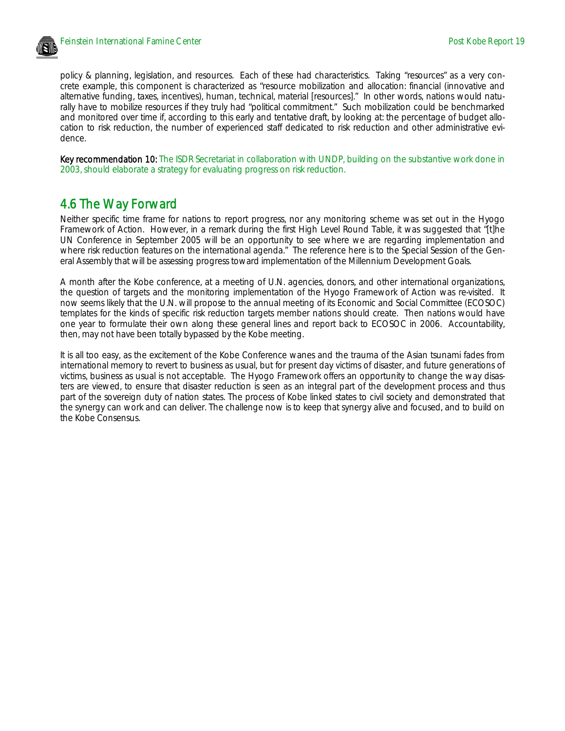policy & planning, legislation, and resources. Each of these had characteristics. Taking "resources" as a very concrete example, this component is characterized as "resource mobilization and allocation: financial (innovative and alternative funding, taxes, incentives), human, technical, material [resources]." In other words, nations would naturally have to mobilize resources if they truly had "political commitment." Such mobilization could be benchmarked and monitored over time if, according to this early and tentative draft, by looking at: the percentage of budget allocation to risk reduction, the number of experienced staff dedicated to risk reduction and other administrative evidence.

**Key recommendation 10:** The ISDR Secretariat in collaboration with UNDP, building on the substantive work done in 2003, should elaborate a strategy for evaluating progress on risk reduction.

## 4.6 The Way Forward

Neither specific time frame for nations to report progress, nor any monitoring scheme was set out in the Hyogo Framework of Action. However, in a remark during the first High Level Round Table, it was suggested that "[t]he UN Conference in September 2005 will be an opportunity to see where we are regarding implementation and where risk reduction features on the international agenda." The reference here is to the Special Session of the General Assembly that will be assessing progress toward implementation of the Millennium Development Goals.

A month after the Kobe conference, at a meeting of U.N. agencies, donors, and other international organizations, the question of targets and the monitoring implementation of the Hyogo Framework of Action was re-visited. It now seems likely that the U.N. will propose to the annual meeting of its Economic and Social Committee (ECOSOC) templates for the kinds of specific risk reduction targets member nations should create. Then nations would have one year to formulate their own along these general lines and report back to ECOSOC in 2006. Accountability, then, may not have been totally bypassed by the Kobe meeting.

It is all too easy, as the excitement of the Kobe Conference wanes and the trauma of the Asian tsunami fades from international memory to revert to business as usual, but for present day victims of disaster, and future generations of victims, business as usual is not acceptable. The Hyogo Framework offers an opportunity to change the way disasters are viewed, to ensure that disaster reduction is seen as an integral part of the development process and thus part of the sovereign duty of nation states. The process of Kobe linked states to civil society and demonstrated that the synergy can work and can deliver. The challenge now is to keep that synergy alive and focused, and to build on the Kobe Consensus.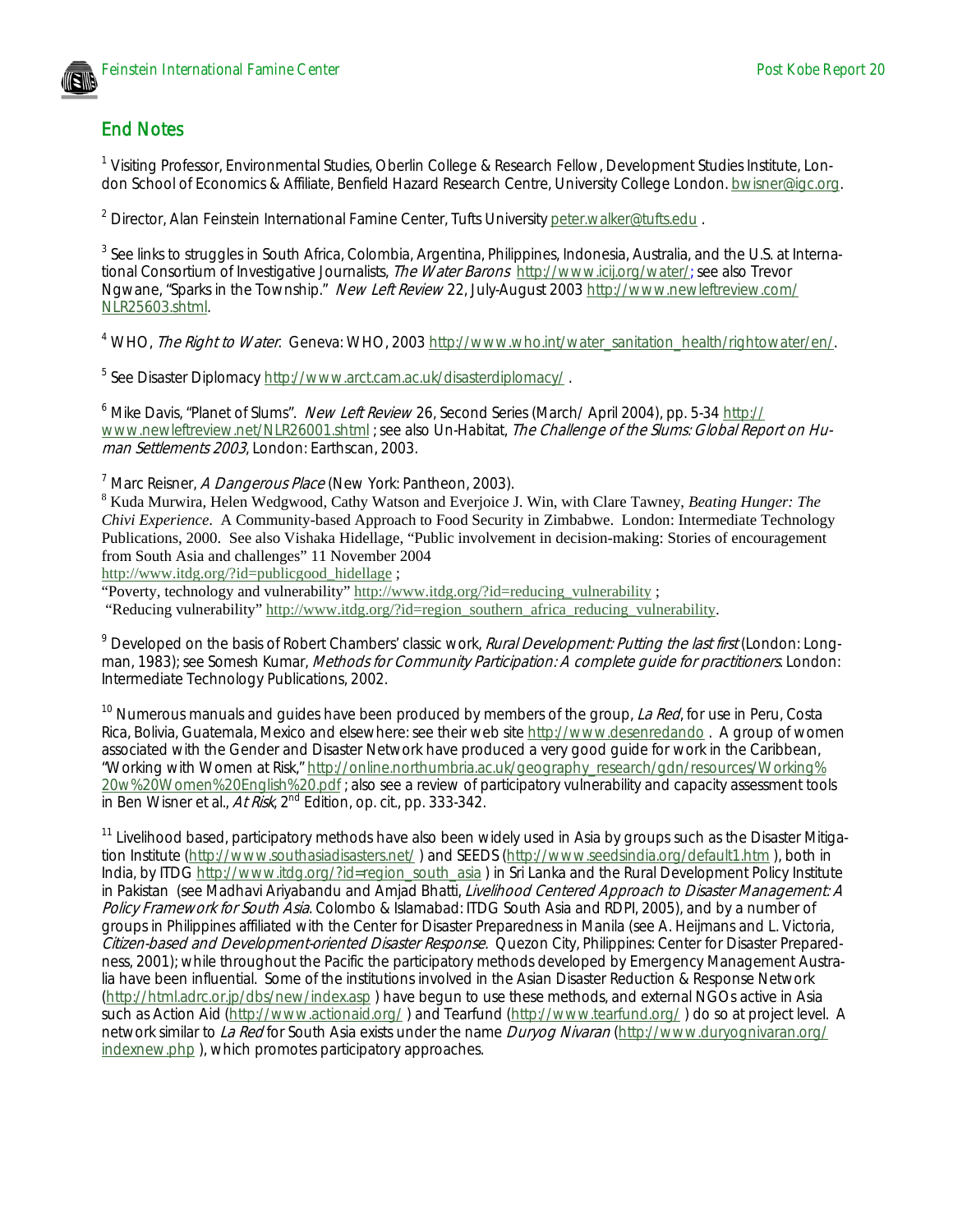## End Notes

[1] Visiting Professor, Environmental Studies, Oberlin College & Research Fellow, Development Studies Institute, London School of Economics & Affiliate, Benfield Hazard Research Centre, University College London. bwisner@igc.org.

[2] Director, Alan Feinstein International Famine Center, Tufts University peter.walker@tufts.edu .

[3] See links to struggles in South Africa, Colombia, Argentina, Philippines, Indonesia, Australia, and the U.S. at International Consortium of Investigative Journalists, *The Water Barons* http://www.icij.org/water/; see also Trevor Ngwane, "Sparks in the Township." *New Left Review* 22, July-August 2003 http://www.newleftreview.com/NLR25603.shtml.

[4] WHO, *The Right to Water*. Geneva: WHO, 2003 http://www.who.int/water_sanitation_health/rightowater/en/.

[5] See Disaster Diplomacy http://www.arct.cam.ac.uk/disasterdiplomacy/ .

[6] Mike Davis, "Planet of Slums". *New Left Review* 26, Second Series (March/ April 2004), pp. 5-34 http://www.newleftreview.net/NLR26001.shtml ; see also Un-Habitat, *The Challenge of the Slums: Global Report on Human Settlements 2003*, London: Earthscan, 2003.

[7] Marc Reisner, *A Dangerous Place* (New York: Pantheon, 2003).

[8] Kuda Murwira, Helen Wedgwood, Cathy Watson and Everjoice J. Win, with Clare Tawney, *Beating Hunger: The Chivi Experience*. A Community-based Approach to Food Security in Zimbabwe. London: Intermediate Technology Publications, 2000. See also Vishaka Hidellage, "Public involvement in decision-making: Stories of encouragement from South Asia and challenges" 11 November 2004 http://www.itdg.org/?id=publicgood_hidellage ;
"Poverty, technology and vulnerability" http://www.itdg.org/?id=reducing_vulnerability ;
"Reducing vulnerability" http://www.itdg.org/?id=region_southern_africa_reducing_vulnerability.

[9] Developed on the basis of Robert Chambers' classic work, *Rural Development: Putting the last first* (London: Longman, 1983); see Somesh Kumar, *Methods for Community Participation: A complete guide for practitioners*. London: Intermediate Technology Publications, 2002.

[10] Numerous manuals and guides have been produced by members of the group, *La Red*, for use in Peru, Costa Rica, Bolivia, Guatemala, Mexico and elsewhere: see their web site http://www.desenredando . A group of women associated with the Gender and Disaster Network have produced a very good guide for work in the Caribbean, "Working with Women at Risk," http://online.northumbria.ac.uk/geography_research/gdn/resources/Working%20w%20Women%20English%20.pdf ; also see a review of participatory vulnerability and capacity assessment tools in Ben Wisner et al., *At Risk*, 2nd Edition, op. cit., pp. 333-342.

[11] Livelihood based, participatory methods have also been widely used in Asia by groups such as the Disaster Mitigation Institute (http://www.southasiadisasters.net/ ) and SEEDS (http://www.seedsindia.org/default1.htm ), both in India, by ITDG http://www.itdg.org/?id=region_south_asia ) in Sri Lanka and the Rural Development Policy Institute in Pakistan (see Madhavi Ariyabandu and Amjad Bhatti, *Livelihood Centered Approach to Disaster Management: A Policy Framework for South Asia*. Colombo & Islamabad: ITDG South Asia and RDPI, 2005), and by a number of groups in Philippines affiliated with the Center for Disaster Preparedness in Manila (see A. Heijmans and L. Victoria, *Citizen-based and Development-oriented Disaster Response*. Quezon City, Philippines: Center for Disaster Preparedness, 2001); while throughout the Pacific the participatory methods developed by Emergency Management Australia have been influential. Some of the institutions involved in the Asian Disaster Reduction & Response Network (http://html.adrc.or.jp/dbs/new/index.asp ) have begun to use these methods, and external NGOs active in Asia such as Action Aid (http://www.actionaid.org/ ) and Tearfund (http://www.tearfund.org/ ) do so at project level. A network similar to *La Red* for South Asia exists under the name *Duryog Nivaran* (http://www.duryognivaran.org/indexnew.php ), which promotes participatory approaches.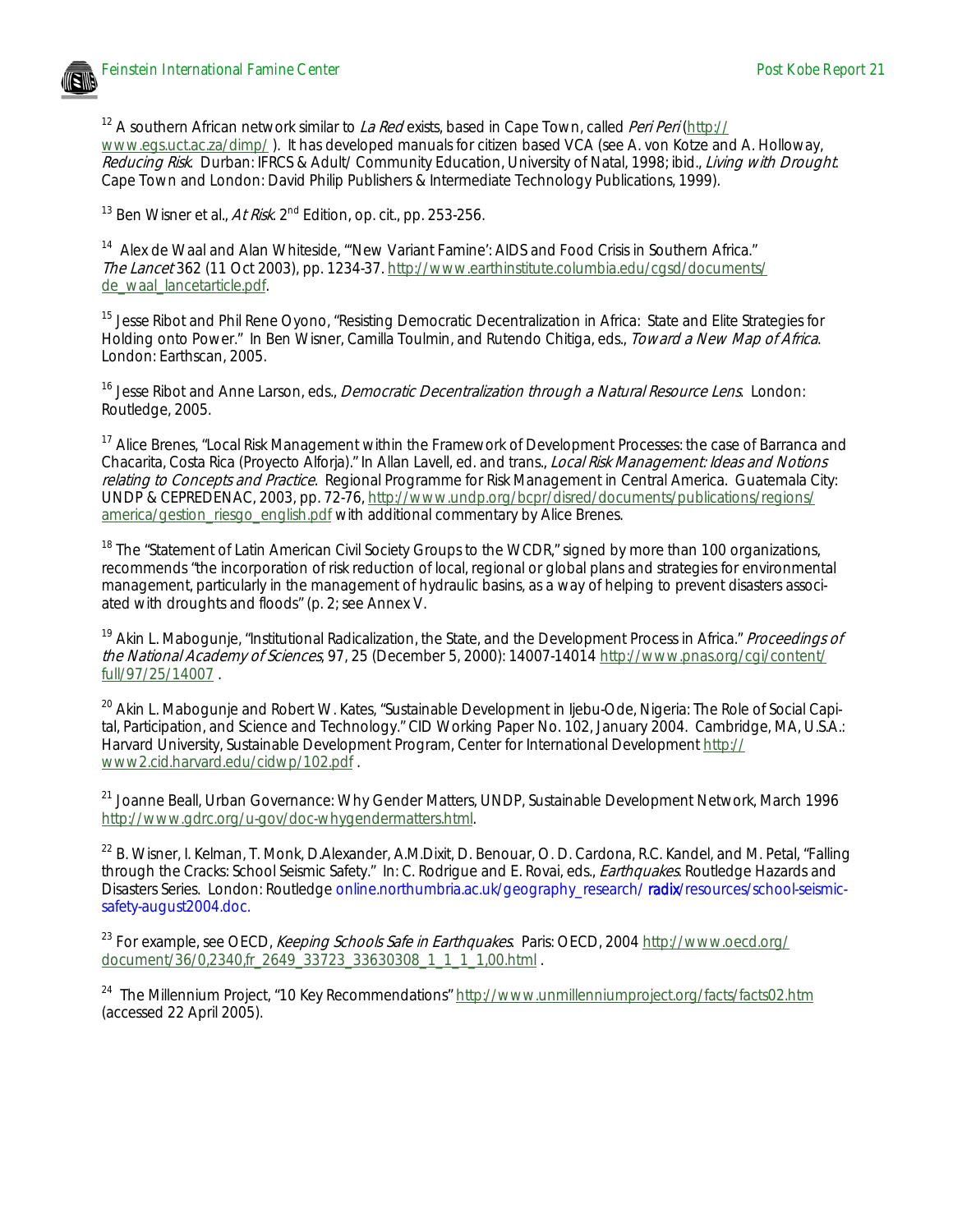[12] A southern African network similar to *La Red* exists, based in Cape Town, called *Peri Peri* (http://www.egs.uct.ac.za/dimp/ ). It has developed manuals for citizen based VCA (see A. von Kotze and A. Holloway, *Reducing Risk*. Durban: IFRCS & Adult/ Community Education, University of Natal, 1998; ibid., *Living with Drought*. Cape Town and London: David Philip Publishers & Intermediate Technology Publications, 1999).

[13] Ben Wisner et al., *At Risk*. 2nd Edition, op. cit., pp. 253-256.

[14] Alex de Waal and Alan Whiteside, "'New Variant Famine': AIDS and Food Crisis in Southern Africa." *The Lancet* 362 (11 Oct 2003), pp. 1234-37. http://www.earthinstitute.columbia.edu/cgsd/documents/de_waal_lancetarticle.pdf.

[15] Jesse Ribot and Phil Rene Oyono, "Resisting Democratic Decentralization in Africa: State and Elite Strategies for Holding onto Power." In Ben Wisner, Camilla Toulmin, and Rutendo Chitiga, eds., *Toward a New Map of Africa*. London: Earthscan, 2005.

[16] Jesse Ribot and Anne Larson, eds., *Democratic Decentralization through a Natural Resource Lens*. London: Routledge, 2005.

[17] Alice Brenes, "Local Risk Management within the Framework of Development Processes: the case of Barranca and Chacarita, Costa Rica (Proyecto Alforja)." In Allan Lavell, ed. and trans., *Local Risk Management: Ideas and Notions relating to Concepts and Practice*. Regional Programme for Risk Management in Central America. Guatemala City: UNDP & CEPREDENAC, 2003, pp. 72-76, http://www.undp.org/bcpr/disred/documents/publications/regions/america/gestion_riesgo_english.pdf with additional commentary by Alice Brenes.

[18] The "Statement of Latin American Civil Society Groups to the WCDR," signed by more than 100 organizations, recommends "the incorporation of risk reduction of local, regional or global plans and strategies for environmental management, particularly in the management of hydraulic basins, as a way of helping to prevent disasters associated with droughts and floods" (p. 2; see Annex V.

[19] Akin L. Mabogunje, "Institutional Radicalization, the State, and the Development Process in Africa." *Proceedings of the National Academy of Sciences*, 97, 25 (December 5, 2000): 14007-14014 http://www.pnas.org/cgi/content/full/97/25/14007 .

[20] Akin L. Mabogunje and Robert W. Kates, "Sustainable Development in Ijebu-Ode, Nigeria: The Role of Social Capital, Participation, and Science and Technology." CID Working Paper No. 102, January 2004. Cambridge, MA, U.S.A.: Harvard University, Sustainable Development Program, Center for International Development http://www2.cid.harvard.edu/cidwp/102.pdf .

[21] Joanne Beall, Urban Governance: Why Gender Matters, UNDP, Sustainable Development Network, March 1996 http://www.gdrc.org/u-gov/doc-whygendermatters.html.

[22] B. Wisner, I. Kelman, T. Monk, D.Alexander, A.M.Dixit, D. Benouar, O. D. Cardona, R.C. Kandel, and M. Petal, "Falling through the Cracks: School Seismic Safety." In: C. Rodrigue and E. Rovai, eds., *Earthquakes*. Routledge Hazards and Disasters Series. London: Routledge online.northumbria.ac.uk/geography_research/ radix/resources/school-seismic-safety-august2004.doc.

[23] For example, see OECD, *Keeping Schools Safe in Earthquakes*. Paris: OECD, 2004 http://www.oecd.org/document/36/0,2340,fr_2649_33723_33630308_1_1_1_1,00.html .

[24] The Millennium Project, "10 Key Recommendations" http://www.unmillenniumproject.org/facts/facts02.htm (accessed 22 April 2005).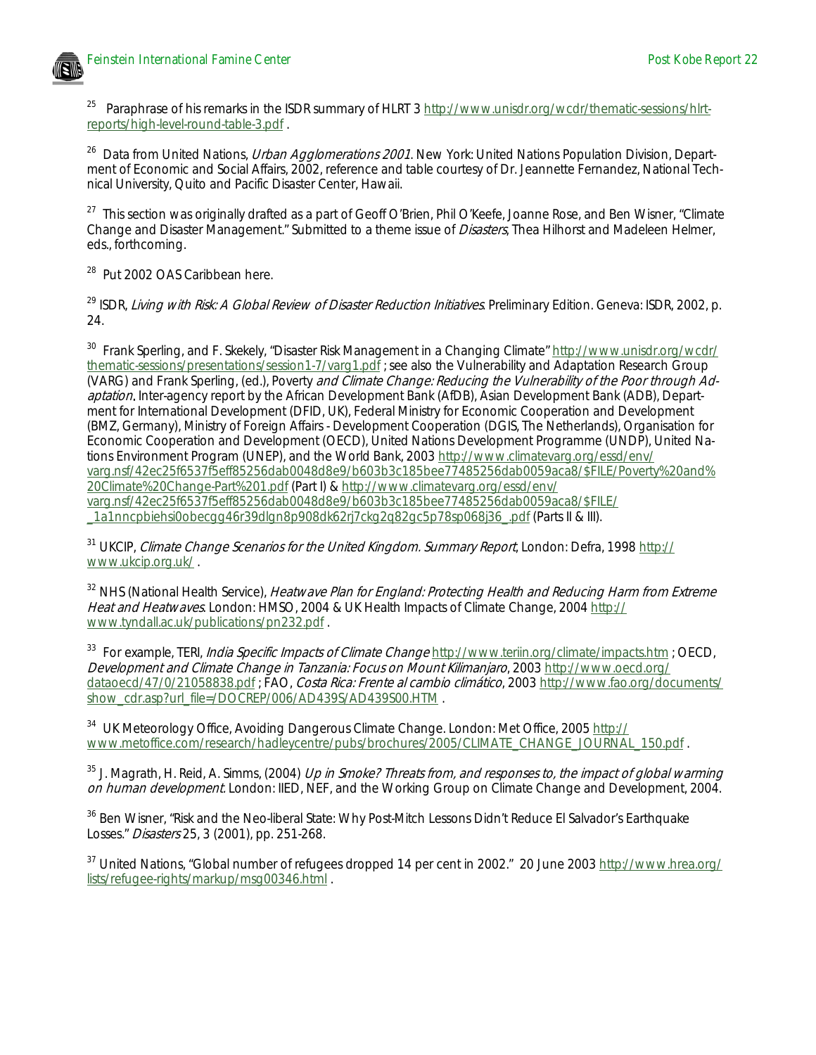[25] Paraphrase of his remarks in the ISDR summary of HLRT 3 http://www.unisdr.org/wcdr/thematic-sessions/hlrt-reports/high-level-round-table-3.pdf .

[26] Data from United Nations, *Urban Agglomerations 2001*. New York: United Nations Population Division, Department of Economic and Social Affairs, 2002, reference and table courtesy of Dr. Jeannette Fernandez, National Technical University, Quito and Pacific Disaster Center, Hawaii.

[27] This section was originally drafted as a part of Geoff O'Brien, Phil O'Keefe, Joanne Rose, and Ben Wisner, "Climate Change and Disaster Management." Submitted to a theme issue of *Disasters*, Thea Hilhorst and Madeleen Helmer, eds., forthcoming.

[28] Put 2002 OAS Caribbean here.

[29] ISDR, *Living with Risk: A Global Review of Disaster Reduction Initiatives*. Preliminary Edition. Geneva: ISDR, 2002, p. 24.

[30] Frank Sperling, and F. Skekely, "Disaster Risk Management in a Changing Climate" http://www.unisdr.org/wcdr/thematic-sessions/presentations/session1-7/varg1.pdf ; see also the Vulnerability and Adaptation Research Group (VARG) and Frank Sperling, (ed.), Poverty *and Climate Change: Reducing the Vulnerability of the Poor through Adaptation*. Inter-agency report by the African Development Bank (AfDB), Asian Development Bank (ADB), Department for International Development (DFID, UK), Federal Ministry for Economic Cooperation and Development (BMZ, Germany), Ministry of Foreign Affairs - Development Cooperation (DGIS, The Netherlands), Organisation for Economic Cooperation and Development (OECD), United Nations Development Programme (UNDP), United Nations Environment Program (UNEP), and the World Bank, 2003 http://www.climatevarg.org/essd/env/varg.nsf/42ec25f6537f5eff85256dab0048d8e9/b603b3c185bee77485256dab0059aca8/$FILE/Poverty%20and%20Climate%20Change-Part%201.pdf (Part I) & http://www.climatevarg.org/essd/env/varg.nsf/42ec25f6537f5eff85256dab0048d8e9/b603b3c185bee77485256dab0059aca8/$FILE/_1a1nncpbiehsi0obecgg46r39dlgn8p908dk62rj7ckg2q82gc5p78sp068j36_.pdf (Parts II & III).

[31] UKCIP, *Climate Change Scenarios for the United Kingdom. Summary Report*, London: Defra, 1998 http://www.ukcip.org.uk/ .

[32] NHS (National Health Service), *Heatwave Plan for England: Protecting Health and Reducing Harm from Extreme Heat and Heatwaves*. London: HMSO, 2004 & UK Health Impacts of Climate Change, 2004 http://www.tyndall.ac.uk/publications/pn232.pdf .

[33] For example, TERI, *India Specific Impacts of Climate Change* http://www.teriin.org/climate/impacts.htm ; OECD, *Development and Climate Change in Tanzania: Focus on Mount Kilimanjaro*, 2003 http://www.oecd.org/dataoecd/47/0/21058838.pdf ; FAO, *Costa Rica: Frente al cambio climático*, 2003 http://www.fao.org/documents/show_cdr.asp?url_file=/DOCREP/006/AD439S/AD439S00.HTM .

[34] UK Meteorology Office, Avoiding Dangerous Climate Change. London: Met Office, 2005 http://www.metoffice.com/research/hadleycentre/pubs/brochures/2005/CLIMATE_CHANGE_JOURNAL_150.pdf .

[35] J. Magrath, H. Reid, A. Simms, (2004) *Up in Smoke? Threats from, and responses to, the impact of global warming on human development*. London: IIED, NEF, and the Working Group on Climate Change and Development, 2004.

[36] Ben Wisner, "Risk and the Neo-liberal State: Why Post-Mitch Lessons Didn't Reduce El Salvador's Earthquake Losses." *Disasters* 25, 3 (2001), pp. 251-268.

[37] United Nations, "Global number of refugees dropped 14 per cent in 2002." 20 June 2003 http://www.hrea.org/lists/refugee-rights/markup/msg00346.html .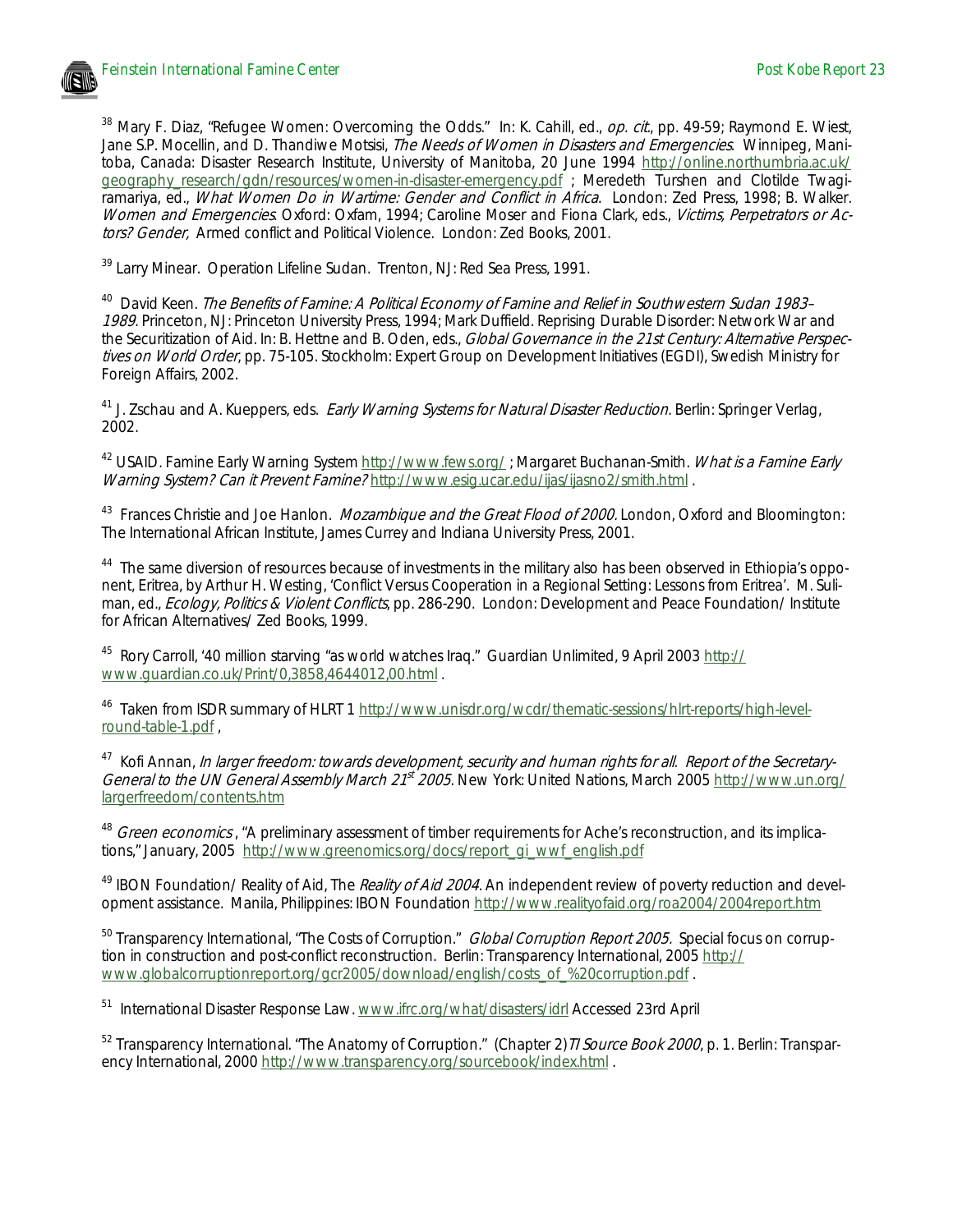[38] Mary F. Diaz, "Refugee Women: Overcoming the Odds." In: K. Cahill, ed., *op. cit.*, pp. 49-59; Raymond E. Wiest, Jane S.P. Mocellin, and D. Thandiwe Motsisi, *The Needs of Women in Disasters and Emergencies*. Winnipeg, Manitoba, Canada: Disaster Research Institute, University of Manitoba, 20 June 1994 http://online.northumbria.ac.uk/geography_research/gdn/resources/women-in-disaster-emergency.pdf ; Meredeth Turshen and Clotilde Twagiramariya, ed., *What Women Do in Wartime: Gender and Conflict in Africa*. London: Zed Press, 1998; B. Walker. *Women and Emergencies*. Oxford: Oxfam, 1994; Caroline Moser and Fiona Clark, eds., *Victims, Perpetrators or Actors? Gender,* Armed conflict and Political Violence. London: Zed Books, 2001.

[39] Larry Minear. Operation Lifeline Sudan. Trenton, NJ: Red Sea Press, 1991.

[40] David Keen. *The Benefits of Famine: A Political Economy of Famine and Relief in Southwestern Sudan 1983–1989*. Princeton, NJ: Princeton University Press, 1994; Mark Duffield. Reprising Durable Disorder: Network War and the Securitization of Aid. In: B. Hettne and B. Oden, eds., *Global Governance in the 21st Century: Alternative Perspectives on World Order*, pp. 75-105. Stockholm: Expert Group on Development Initiatives (EGDI), Swedish Ministry for Foreign Affairs, 2002.

[41] J. Zschau and A. Kueppers, eds. *Early Warning Systems for Natural Disaster Reduction*. Berlin: Springer Verlag, 2002.

[42] USAID. Famine Early Warning System http://www.fews.org/ ; Margaret Buchanan-Smith. *What is a Famine Early Warning System? Can it Prevent Famine?* http://www.esig.ucar.edu/ijas/ijasno2/smith.html .

[43] Frances Christie and Joe Hanlon. *Mozambique and the Great Flood of 2000.* London, Oxford and Bloomington: The International African Institute, James Currey and Indiana University Press, 2001.

[44] The same diversion of resources because of investments in the military also has been observed in Ethiopia's opponent, Eritrea, by Arthur H. Westing, 'Conflict Versus Cooperation in a Regional Setting: Lessons from Eritrea'. M. Suliman, ed., *Ecology, Politics & Violent Conflicts*, pp. 286-290. London: Development and Peace Foundation/ Institute for African Alternatives/ Zed Books, 1999.

[45] Rory Carroll, '40 million starving "as world watches Iraq." Guardian Unlimited, 9 April 2003 http://www.guardian.co.uk/Print/0,3858,4644012,00.html .

[46] Taken from ISDR summary of HLRT 1 http://www.unisdr.org/wcdr/thematic-sessions/hlrt-reports/high-level-round-table-1.pdf ,

[47] Kofi Annan, *In larger freedom: towards development, security and human rights for all. Report of the Secretary-General to the UN General Assembly March 21st 2005*. New York: United Nations, March 2005 http://www.un.org/largerfreedom/contents.htm

[48] *Green economics* , "A preliminary assessment of timber requirements for Ache's reconstruction, and its implications," January, 2005 http://www.greenomics.org/docs/report_gi_wwf_english.pdf

[49] IBON Foundation/ Reality of Aid, The *Reality of Aid 2004*. An independent review of poverty reduction and development assistance. Manila, Philippines: IBON Foundation http://www.realityofaid.org/roa2004/2004report.htm

[50] Transparency International, "The Costs of Corruption." *Global Corruption Report 2005.* Special focus on corruption in construction and post-conflict reconstruction. Berlin: Transparency International, 2005 http://www.globalcorruptionreport.org/gcr2005/download/english/costs_of_%20corruption.pdf .

[51] International Disaster Response Law. www.ifrc.org/what/disasters/idrl Accessed 23rd April

[52] Transparency International. "The Anatomy of Corruption." (Chapter 2) *TI Source Book 2000*, p. 1. Berlin: Transparency International, 2000 http://www.transparency.org/sourcebook/index.html .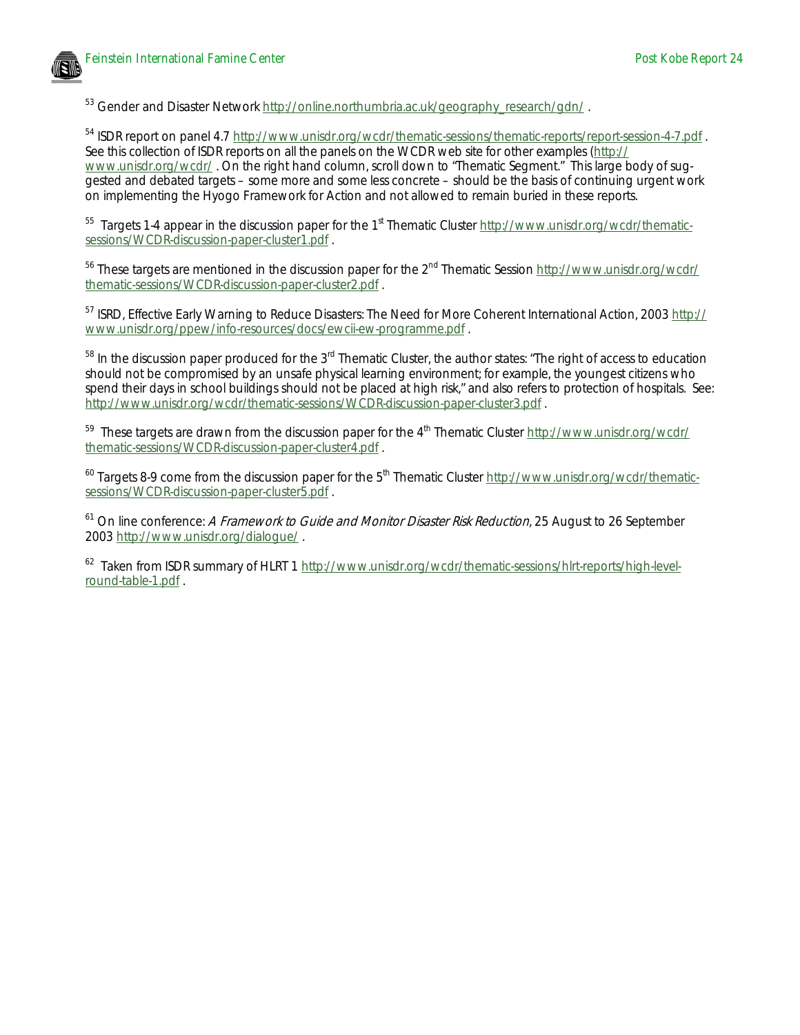[53] Gender and Disaster Network http://online.northumbria.ac.uk/geography_research/gdn/ .

[54] ISDR report on panel 4.7 http://www.unisdr.org/wcdr/thematic-sessions/thematic-reports/report-session-4-7.pdf . See this collection of ISDR reports on all the panels on the WCDR web site for other examples (http://www.unisdr.org/wcdr/ . On the right hand column, scroll down to "Thematic Segment." This large body of suggested and debated targets – some more and some less concrete – should be the basis of continuing urgent work on implementing the Hyogo Framework for Action and not allowed to remain buried in these reports.

[55] Targets 1-4 appear in the discussion paper for the 1st Thematic Cluster http://www.unisdr.org/wcdr/thematic-sessions/WCDR-discussion-paper-cluster1.pdf .

[56] These targets are mentioned in the discussion paper for the 2nd Thematic Session http://www.unisdr.org/wcdr/thematic-sessions/WCDR-discussion-paper-cluster2.pdf .

[57] ISRD, Effective Early Warning to Reduce Disasters: The Need for More Coherent International Action, 2003 http://www.unisdr.org/ppew/info-resources/docs/ewcii-ew-programme.pdf .

[58] In the discussion paper produced for the 3rd Thematic Cluster, the author states: "The right of access to education should not be compromised by an unsafe physical learning environment; for example, the youngest citizens who spend their days in school buildings should not be placed at high risk," and also refers to protection of hospitals. See: http://www.unisdr.org/wcdr/thematic-sessions/WCDR-discussion-paper-cluster3.pdf .

[59] These targets are drawn from the discussion paper for the 4th Thematic Cluster http://www.unisdr.org/wcdr/thematic-sessions/WCDR-discussion-paper-cluster4.pdf .

[60] Targets 8-9 come from the discussion paper for the 5th Thematic Cluster http://www.unisdr.org/wcdr/thematic-sessions/WCDR-discussion-paper-cluster5.pdf .

[61] On line conference: *A Framework to Guide and Monitor Disaster Risk Reduction*, 25 August to 26 September 2003 http://www.unisdr.org/dialogue/ .

[62] Taken from ISDR summary of HLRT 1 http://www.unisdr.org/wcdr/thematic-sessions/hlrt-reports/high-level-round-table-1.pdf .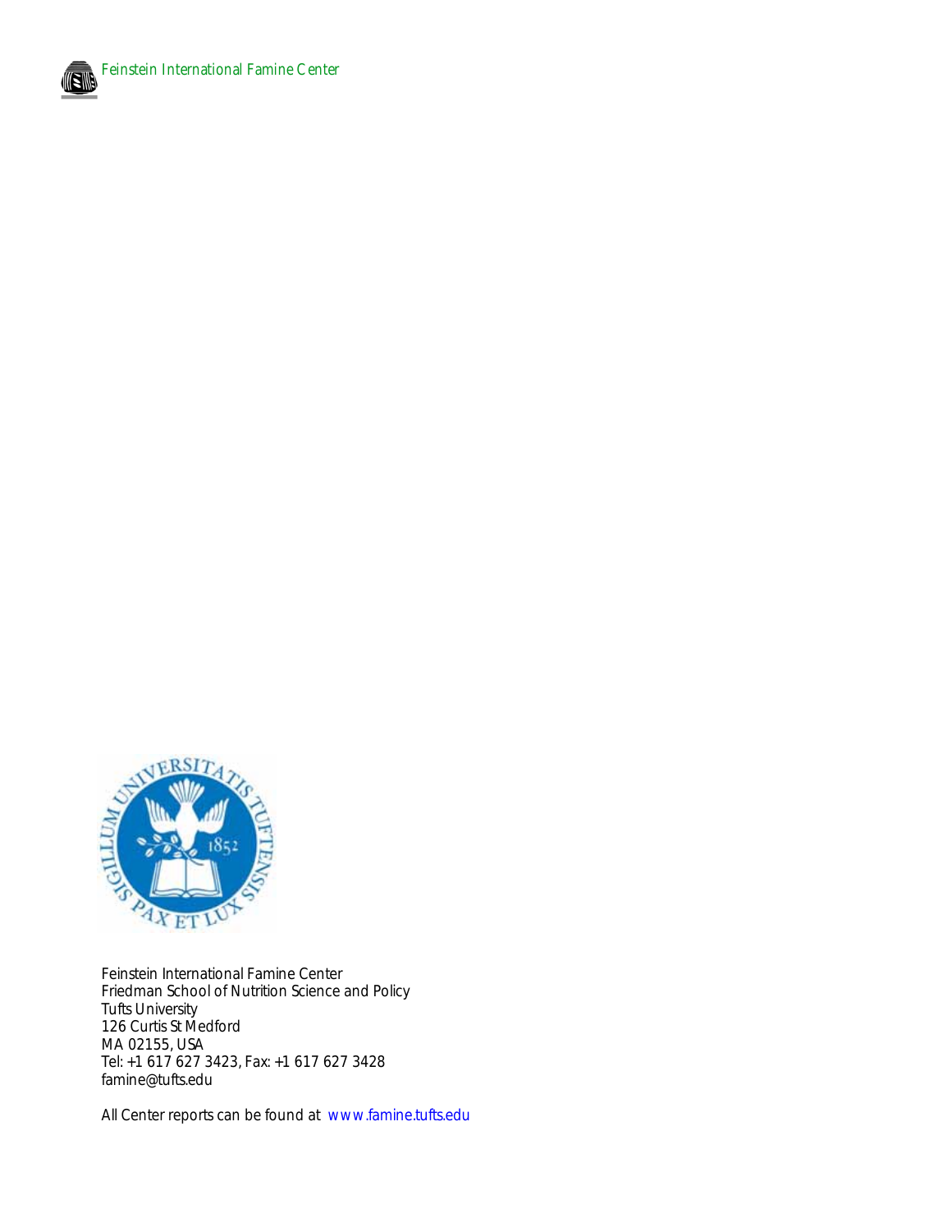Feinstein International Famine Center

Feinstein International Famine Center
Friedman School of Nutrition Science and Policy
Tufts University
126 Curtis St Medford
MA 02155, USA
Tel: +1 617 627 3423, Fax: +1 617 627 3428
famine@tufts.edu

All Center reports can be found at www.famine.tufts.edu